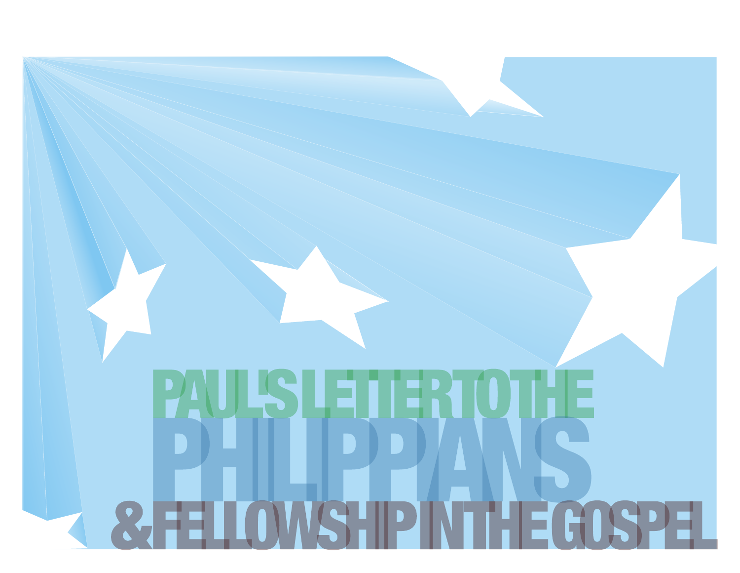# PAUL'S LETTER TO THE PHILIPPIANS

## & FELLOWSHIP IN THE GOSPEL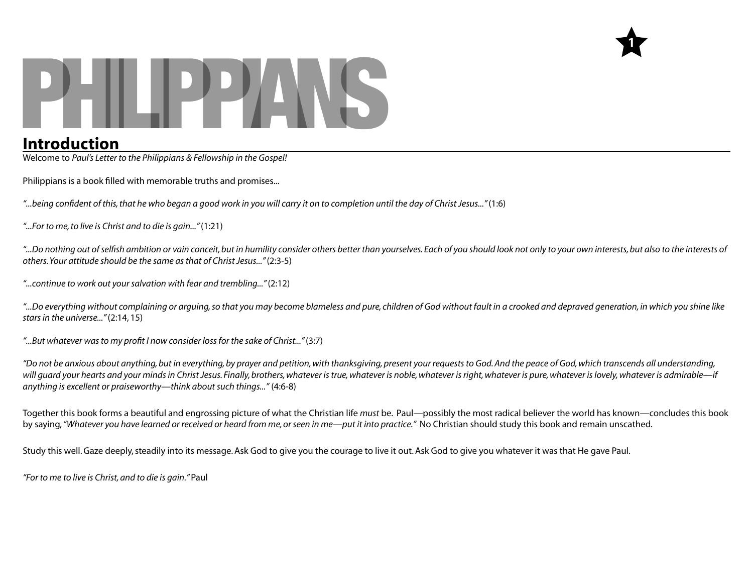# PHILIPPIANS

## Introduction

Welcome to *Paul's Letter to the Philippians & Fellowship in the Gospel!*

Philippians is a book filled with memorable truths and promises...

*"...being confident of this, that he who began a good work in you will carry it on to completion until the day of Christ Jesus..."* (1:6)

*"...For to me, to live is Christ and to die is gain..."* (1:21)

*"...Do nothing out of selfish ambition or vain conceit, but in humility consider others better than yourselves. Each of you should look not only to your own interests, but also to the interests of others. Your attitude should be the same as that of Christ Jesus..."* (2:3-5)

*"...continue to work out your salvation with fear and trembling..."* (2:12)

*"...Do everything without complaining or arguing, so that you may become blameless and pure, children of God without fault in a crooked and depraved generation, in which you shine like stars in the universe..."* (2:14, 15)

*"...But whatever was to my profit I now consider loss for the sake of Christ..."* (3:7)

*"Do not be anxious about anything, but in everything, by prayer and petition, with thanksgiving, present your requests to God. And the peace of God, which transcends all understanding, will guard your hearts and your minds in Christ Jesus. Finally, brothers, whatever is true, whatever is noble, whatever is right, whatever is pure, whatever is lovely, whatever is admirable—if anything is excellent or praiseworthy—think about such things..."* (4:6-8)

Together this book forms a beautiful and engrossing picture of what the Christian life *must* be. Paul—possibly the most radical believer the world has known—concludes this book by saying, *"Whatever you have learned or received or heard from me, or seen in me—put it into practice."* No Christian should study this book and remain unscathed.

Study this well. Gaze deeply, steadily into its message. Ask God to give you the courage to live it out. Ask God to give you whatever it was that He gave Paul.

*"For to me to live is Christ, and to die is gain."* Paul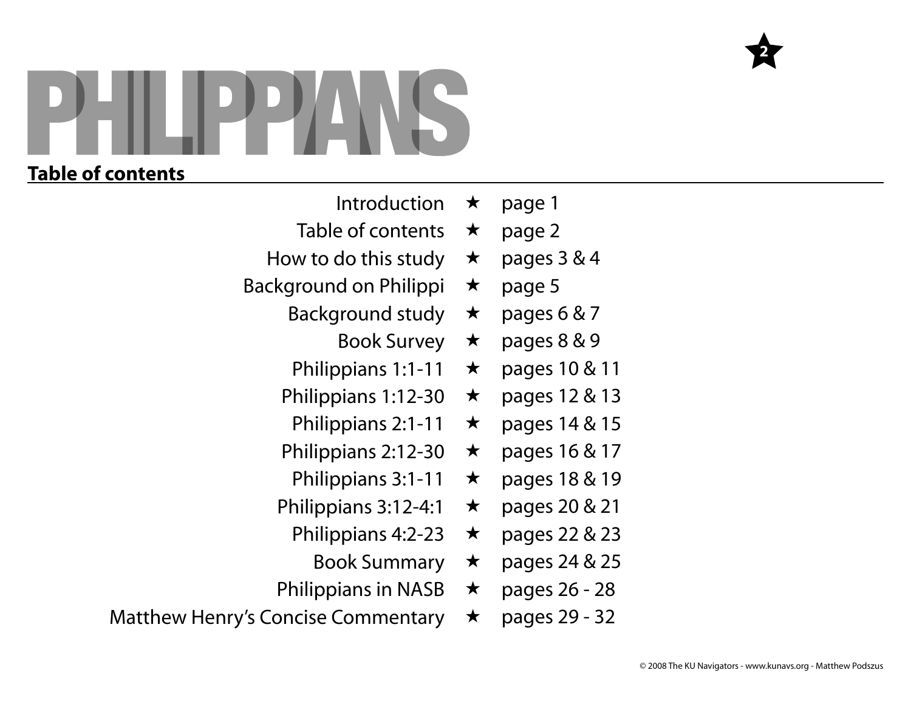# PHILIPPIANS

## Table of contents

| | | |
|---|---|---|
| Introduction | ★ | page 1 |
| Table of contents | ★ | page 2 |
| How to do this study | ★ | pages 3 & 4 |
| Background on Philippi | ★ | page 5 |
| Background study | ★ | pages 6 & 7 |
| Book Survey | ★ | pages 8 & 9 |
| Philippians 1:1-11 | ★ | pages 10 & 11 |
| Philippians 1:12-30 | ★ | pages 12 & 13 |
| Philippians 2:1-11 | ★ | pages 14 & 15 |
| Philippians 2:12-30 | ★ | pages 16 & 17 |
| Philippians 3:1-11 | ★ | pages 18 & 19 |
| Philippians 3:12-4:1 | ★ | pages 20 & 21 |
| Philippians 4:2-23 | ★ | pages 22 & 23 |
| Book Summary | ★ | pages 24 & 25 |
| Philippians in NASB | ★ | pages 26 - 28 |
| Matthew Henry's Concise Commentary | ★ | pages 29 - 32 |

© 2008 The KU Navigators - www.kunavs.org - Matthew Podszus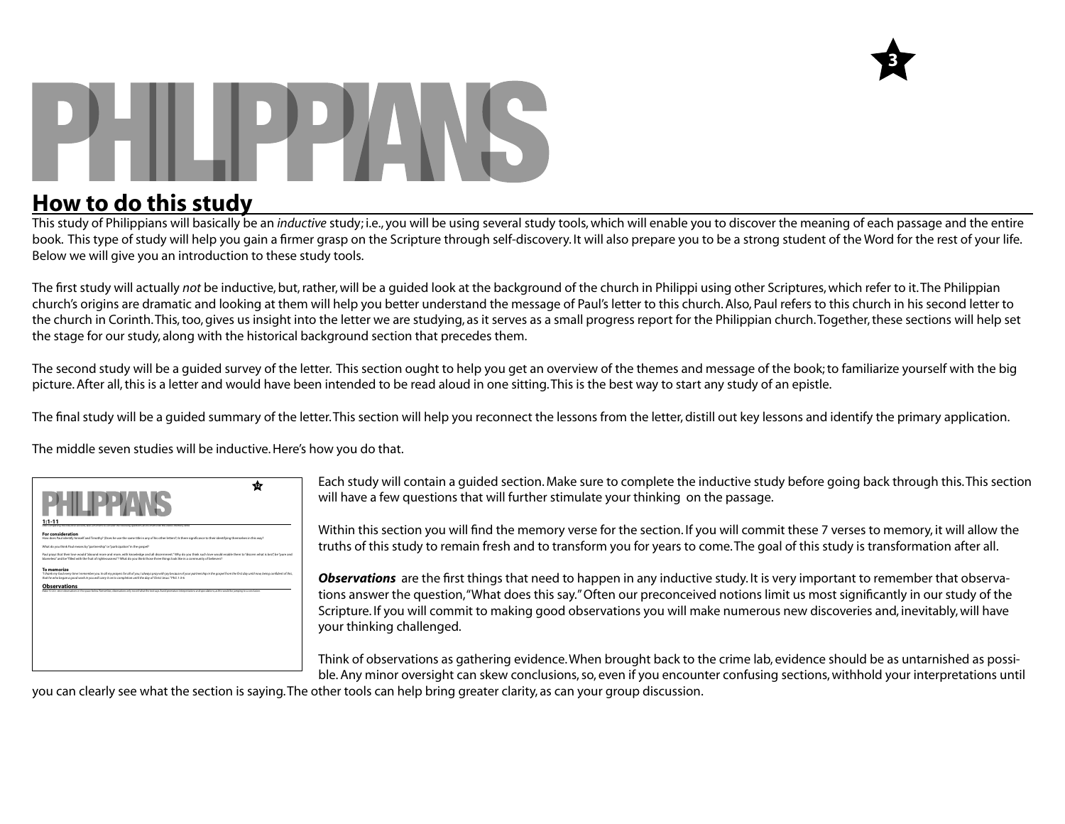# PHILIPPIANS

## How to do this study

This study of Philippians will basically be an *inductive* study; i.e., you will be using several study tools, which will enable you to discover the meaning of each passage and the entire book. This type of study will help you gain a firmer grasp on the Scripture through self-discovery. It will also prepare you to be a strong student of the Word for the rest of your life. Below we will give you an introduction to these study tools.

The first study will actually *not* be inductive, but, rather, will be a guided look at the background of the church in Philippi using other Scriptures, which refer to it. The Philippian church's origins are dramatic and looking at them will help you better understand the message of Paul's letter to this church. Also, Paul refers to this church in his second letter to the church in Corinth. This, too, gives us insight into the letter we are studying, as it serves as a small progress report for the Philippian church. Together, these sections will help set the stage for our study, along with the historical background section that precedes them.

The second study will be a guided survey of the letter. This section ought to help you get an overview of the themes and message of the book; to familiarize yourself with the big picture. After all, this is a letter and would have been intended to be read aloud in one sitting. This is the best way to start any study of an epistle.

The final study will be a guided summary of the letter. This section will help you reconnect the lessons from the letter, distill out key lessons and identify the primary application.

The middle seven studies will be inductive. Here's how you do that.

Each study will contain a guided section. Make sure to complete the inductive study before going back through this. This section will have a few questions that will further stimulate your thinking on the passage.

Within this section you will find the memory verse for the section. If you will commit these 7 verses to memory, it will allow the truths of this study to remain fresh and to transform you for years to come. The goal of this study is transformation after all.

***Observations*** are the first things that need to happen in any inductive study. It is very important to remember that observations answer the question, "What does this say." Often our preconceived notions limit us most significantly in our study of the Scripture. If you will commit to making good observations you will make numerous new discoveries and, inevitably, will have your thinking challenged.

Think of observations as gathering evidence. When brought back to the crime lab, evidence should be as untarnished as possible. Any minor oversight can skew conclusions, so, even if you encounter confusing sections, withhold your interpretations until you can clearly see what the section is saying. The other tools can help bring greater clarity, as can your group discussion.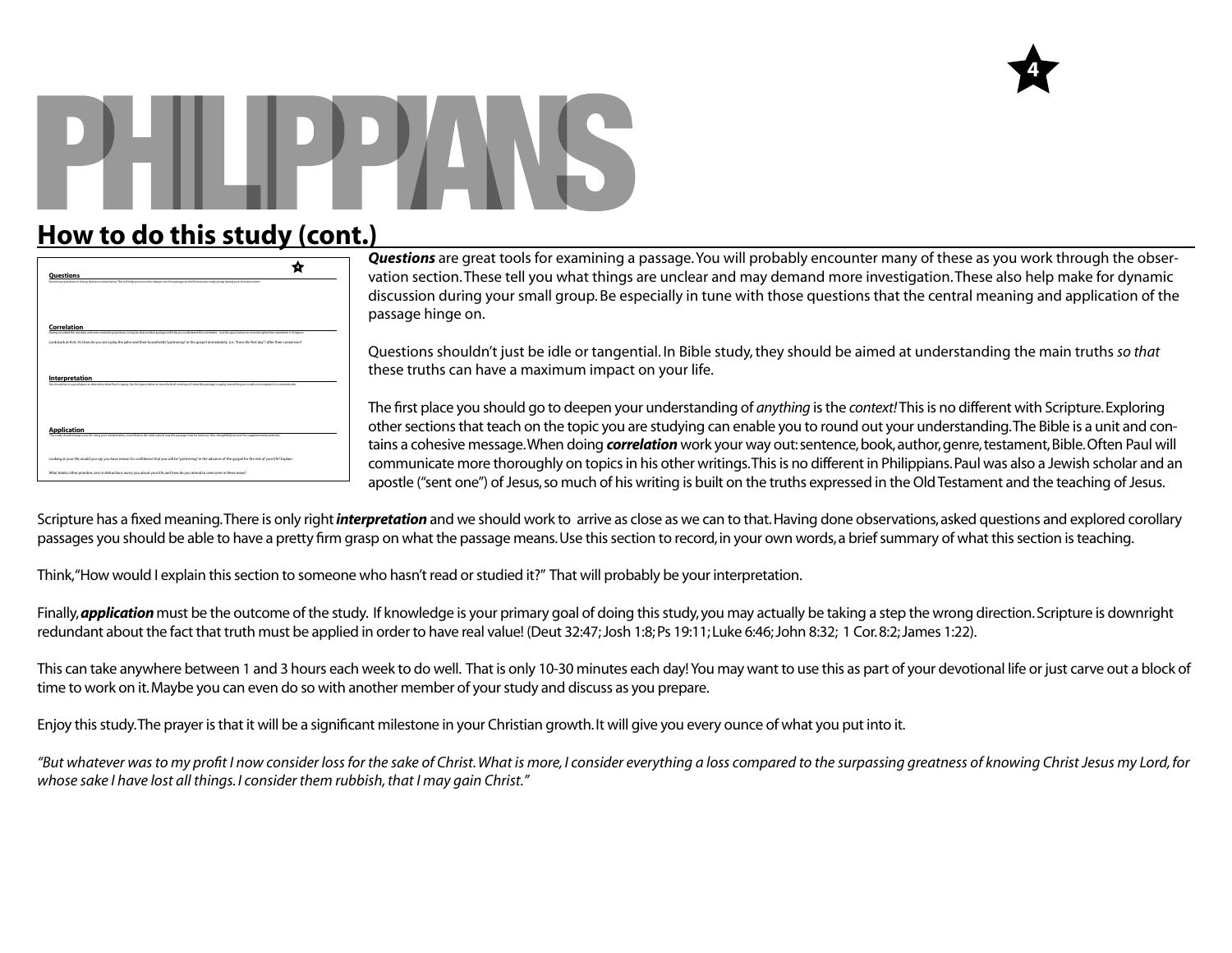# PHILIPPIANS

## How to do this study (cont.)

***Questions*** are great tools for examining a passage. You will probably encounter many of these as you work through the observation section. These tell you what things are unclear and may demand more investigation. These also help make for dynamic discussion during your small group. Be especially in tune with those questions that the central meaning and application of the passage hinge on.

Questions shouldn't just be idle or tangential. In Bible study, they should be aimed at understanding the main truths *so that* these truths can have a maximum impact on your life.

The first place you should go to deepen your understanding of *anything* is the *context!* This is no different with Scripture. Exploring other sections that teach on the topic you are studying can enable you to round out your understanding. The Bible is a unit and contains a cohesive message. When doing ***correlation*** work your way out: sentence, book, author, genre, testament, Bible. Often Paul will communicate more thoroughly on topics in his other writings. This is no different in Philippians. Paul was also a Jewish scholar and an apostle ("sent one") of Jesus, so much of his writing is built on the truths expressed in the Old Testament and the teaching of Jesus.

Scripture has a fixed meaning. There is only right ***interpretation*** and we should work to arrive as close as we can to that. Having done observations, asked questions and explored corollary passages you should be able to have a pretty firm grasp on what the passage means. Use this section to record, in your own words, a brief summary of what this section is teaching.

Think, "How would I explain this section to someone who hasn't read or studied it?" That will probably be your interpretation.

Finally, ***application*** must be the outcome of the study. If knowledge is your primary goal of doing this study, you may actually be taking a step the wrong direction. Scripture is downright redundant about the fact that truth must be applied in order to have real value! (Deut 32:47; Josh 1:8; Ps 19:11; Luke 6:46; John 8:32; 1 Cor. 8:2; James 1:22).

This can take anywhere between 1 and 3 hours each week to do well. That is only 10-30 minutes each day! You may want to use this as part of your devotional life or just carve out a block of time to work on it. Maybe you can even do so with another member of your study and discuss as you prepare.

Enjoy this study. The prayer is that it will be a significant milestone in your Christian growth. It will give you every ounce of what you put into it.

*"But whatever was to my profit I now consider loss for the sake of Christ. What is more, I consider everything a loss compared to the surpassing greatness of knowing Christ Jesus my Lord, for whose sake I have lost all things. I consider them rubbish, that I may gain Christ."*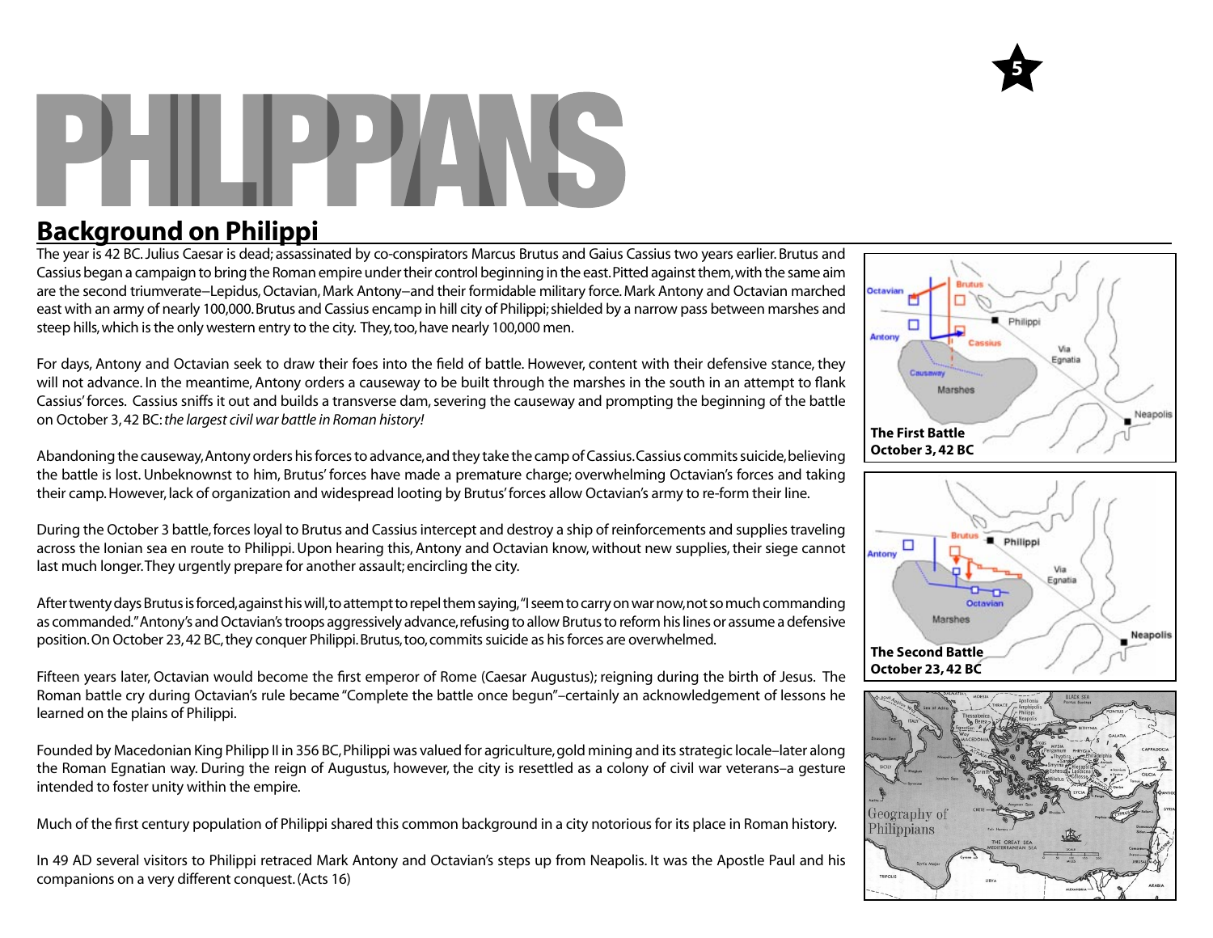# PHILIPPIANS

## Background on Philippi

The year is 42 BC. Julius Caesar is dead; assassinated by co-conspirators Marcus Brutus and Gaius Cassius two years earlier. Brutus and Cassius began a campaign to bring the Roman empire under their control beginning in the east. Pitted against them, with the same aim are the second triumverate–Lepidus, Octavian, Mark Antony–and their formidable military force. Mark Antony and Octavian marched east with an army of nearly 100,000. Brutus and Cassius encamp in hill city of Philippi; shielded by a narrow pass between marshes and steep hills, which is the only western entry to the city. They, too, have nearly 100,000 men.

For days, Antony and Octavian seek to draw their foes into the field of battle. However, content with their defensive stance, they will not advance. In the meantime, Antony orders a causeway to be built through the marshes in the south in an attempt to flank Cassius' forces. Cassius sniffs it out and builds a transverse dam, severing the causeway and prompting the beginning of the battle on October 3, 42 BC: *the largest civil war battle in Roman history!*

Abandoning the causeway, Antony orders his forces to advance, and they take the camp of Cassius. Cassius commits suicide, believing the battle is lost. Unbeknownst to him, Brutus' forces have made a premature charge; overwhelming Octavian's forces and taking their camp. However, lack of organization and widespread looting by Brutus' forces allow Octavian's army to re-form their line.

During the October 3 battle, forces loyal to Brutus and Cassius intercept and destroy a ship of reinforcements and supplies traveling across the Ionian sea en route to Philippi. Upon hearing this, Antony and Octavian know, without new supplies, their siege cannot last much longer. They urgently prepare for another assault; encircling the city.

After twenty days Brutus is forced, against his will, to attempt to repel them saying, "I seem to carry on war now, not so much commanding as commanded." Antony's and Octavian's troops aggressively advance, refusing to allow Brutus to reform his lines or assume a defensive position. On October 23, 42 BC, they conquer Philippi. Brutus, too, commits suicide as his forces are overwhelmed.

Fifteen years later, Octavian would become the first emperor of Rome (Caesar Augustus); reigning during the birth of Jesus. The Roman battle cry during Octavian's rule became "Complete the battle once begun"–certainly an acknowledgement of lessons he learned on the plains of Philippi.

Founded by Macedonian King Philipp II in 356 BC, Philippi was valued for agriculture, gold mining and its strategic locale–later along the Roman Egnatian way. During the reign of Augustus, however, the city is resettled as a colony of civil war veterans–a gesture intended to foster unity within the empire.

Much of the first century population of Philippi shared this common background in a city notorious for its place in Roman history.

In 49 AD several visitors to Philippi retraced Mark Antony and Octavian's steps up from Neapolis. It was the Apostle Paul and his companions on a very different conquest. (Acts 16)

**The First Battle**
**October 3, 42 BC**

**The Second Battle**
**October 23, 42 BC**

Geography of Philippians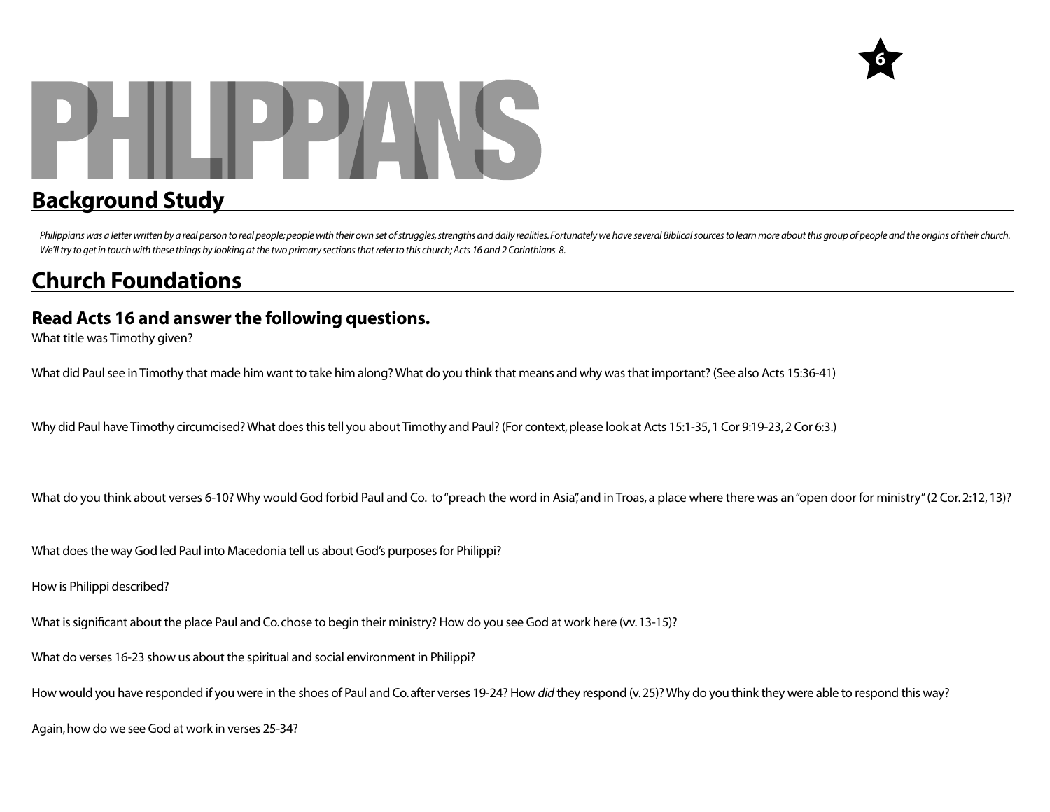# PHILIPPIANS

## Background Study

*Philippians was a letter written by a real person to real people; people with their own set of struggles, strengths and daily realities. Fortunately we have several Biblical sources to learn more about this group of people and the origins of their church. We'll try to get in touch with these things by looking at the two primary sections that refer to this church; Acts 16 and 2 Corinthians 8.*

## Church Foundations

### Read Acts 16 and answer the following questions.

What title was Timothy given?

What did Paul see in Timothy that made him want to take him along? What do you think that means and why was that important? (See also Acts 15:36-41)

Why did Paul have Timothy circumcised? What does this tell you about Timothy and Paul? (For context, please look at Acts 15:1-35, 1 Cor 9:19-23, 2 Cor 6:3.)

What do you think about verses 6-10? Why would God forbid Paul and Co. to "preach the word in Asia", and in Troas, a place where there was an "open door for ministry" (2 Cor. 2:12, 13)?

What does the way God led Paul into Macedonia tell us about God's purposes for Philippi?

How is Philippi described?

What is significant about the place Paul and Co. chose to begin their ministry? How do you see God at work here (vv. 13-15)?

What do verses 16-23 show us about the spiritual and social environment in Philippi?

How would you have responded if you were in the shoes of Paul and Co. after verses 19-24? How *did* they respond (v. 25)? Why do you think they were able to respond this way?

Again, how do we see God at work in verses 25-34?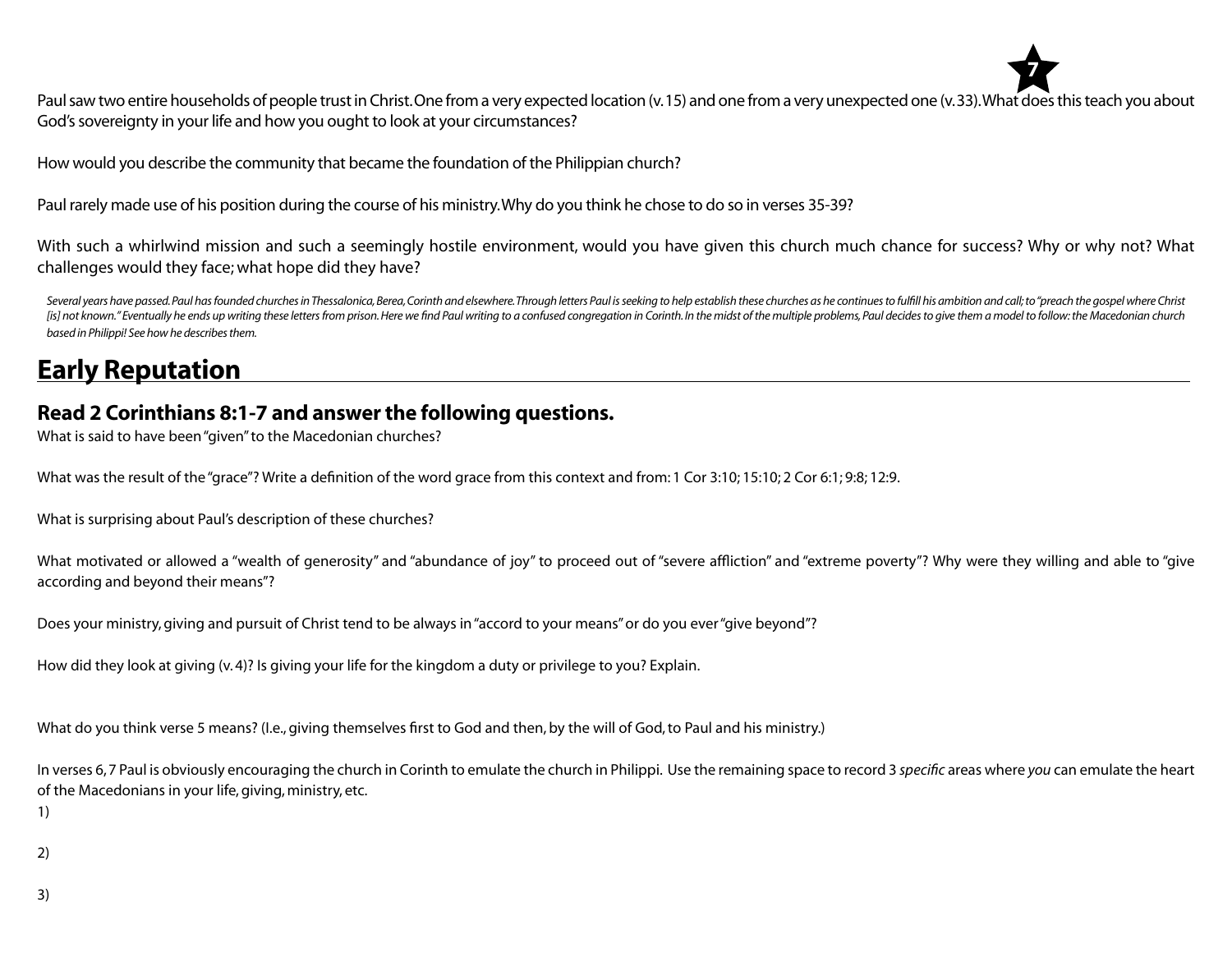Paul saw two entire households of people trust in Christ. One from a very expected location (v. 15) and one from a very unexpected one (v. 33). What does this teach you about God's sovereignty in your life and how you ought to look at your circumstances?

How would you describe the community that became the foundation of the Philippian church?

Paul rarely made use of his position during the course of his ministry. Why do you think he chose to do so in verses 35-39?

With such a whirlwind mission and such a seemingly hostile environment, would you have given this church much chance for success? Why or why not? What challenges would they face; what hope did they have?

*Several years have passed. Paul has founded churches in Thessalonica, Berea, Corinth and elsewhere. Through letters Paul is seeking to help establish these churches as he continues to fulfill his ambition and call; to "preach the gospel where Christ [is] not known." Eventually he ends up writing these letters from prison. Here we find Paul writing to a confused congregation in Corinth. In the midst of the multiple problems, Paul decides to give them a model to follow: the Macedonian church based in Philippi! See how he describes them.*

## Early Reputation

### Read 2 Corinthians 8:1-7 and answer the following questions.

What is said to have been "given" to the Macedonian churches?

What was the result of the "grace"? Write a definition of the word grace from this context and from: 1 Cor 3:10; 15:10; 2 Cor 6:1; 9:8; 12:9.

What is surprising about Paul's description of these churches?

What motivated or allowed a "wealth of generosity" and "abundance of joy" to proceed out of "severe affliction" and "extreme poverty"? Why were they willing and able to "give according and beyond their means"?

Does your ministry, giving and pursuit of Christ tend to be always in "accord to your means" or do you ever "give beyond"?

How did they look at giving (v. 4)? Is giving your life for the kingdom a duty or privilege to you? Explain.

What do you think verse 5 means? (I.e., giving themselves first to God and then, by the will of God, to Paul and his ministry.)

In verses 6, 7 Paul is obviously encouraging the church in Corinth to emulate the church in Philippi. Use the remaining space to record 3 *specific* areas where *you* can emulate the heart of the Macedonians in your life, giving, ministry, etc.

1)

2)

3)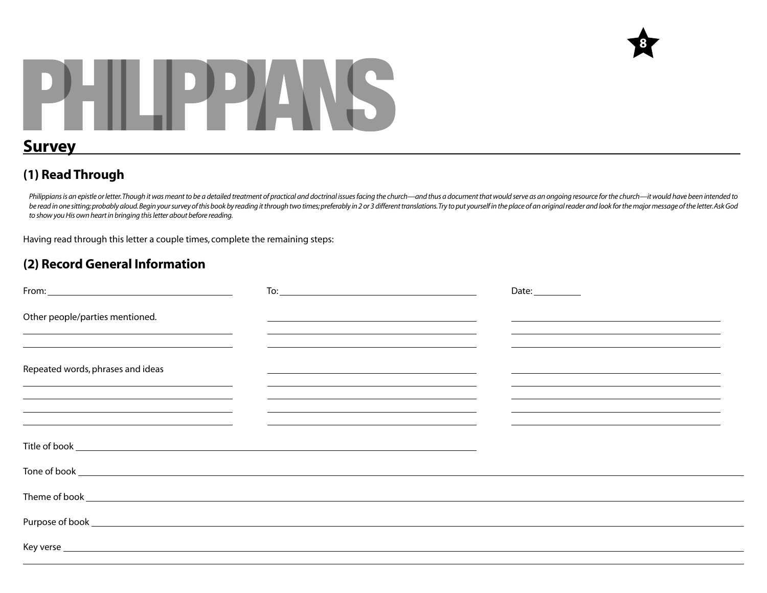# PHILIPPIANS

## Survey

### (1) Read Through

*Philippians is an epistle or letter. Though it was meant to be a detailed treatment of practical and doctrinal issues facing the church—and thus a document that would serve as an ongoing resource for the church—it would have been intended to be read in one sitting; probably aloud. Begin your survey of this book by reading it through two times; preferably in 2 or 3 different translations. Try to put yourself in the place of an original reader and look for the major message of the letter. Ask God to show you His own heart in bringing this letter about before reading.*

Having read through this letter a couple times, complete the remaining steps:

### (2) Record General Information

From: ____________________ To: ____________________ Date: __________

Other people/parties mentioned. ____________________

Repeated words, phrases and ideas ____________________

Title of book ____________________

Tone of book ____________________

Theme of book ____________________

Purpose of book ____________________

Key verse ____________________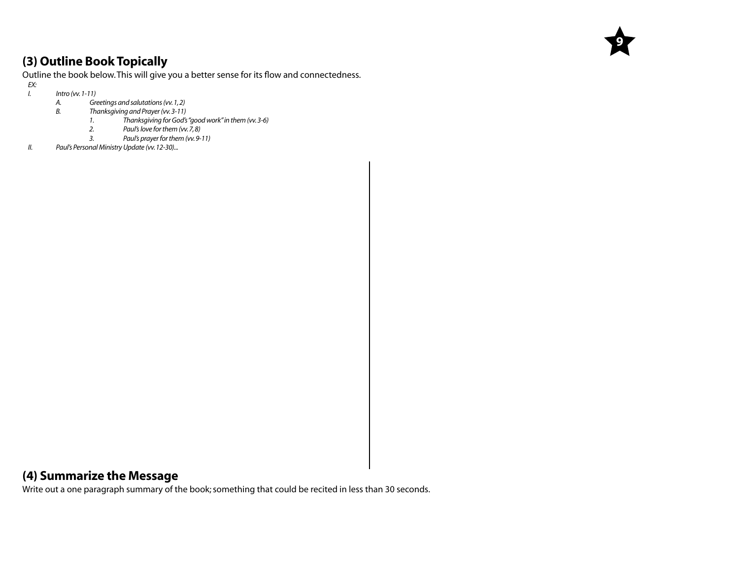## (3) Outline Book Topically

Outline the book below. This will give you a better sense for its flow and connectedness.

*EX:*

*I. Intro (vv. 1-11)*

- *A. Greetings and salutations (vv. 1, 2)*
- *B. Thanksgiving and Prayer (vv. 3-11)*
  - *1. Thanksgiving for God's "good work" in them (vv. 3-6)*
  - *2. Paul's love for them (vv. 7, 8)*
  - *3. Paul's prayer for them (vv. 9-11)*

*II. Paul's Personal Ministry Update (vv. 12-30)...*

## (4) Summarize the Message

Write out a one paragraph summary of the book; something that could be recited in less than 30 seconds.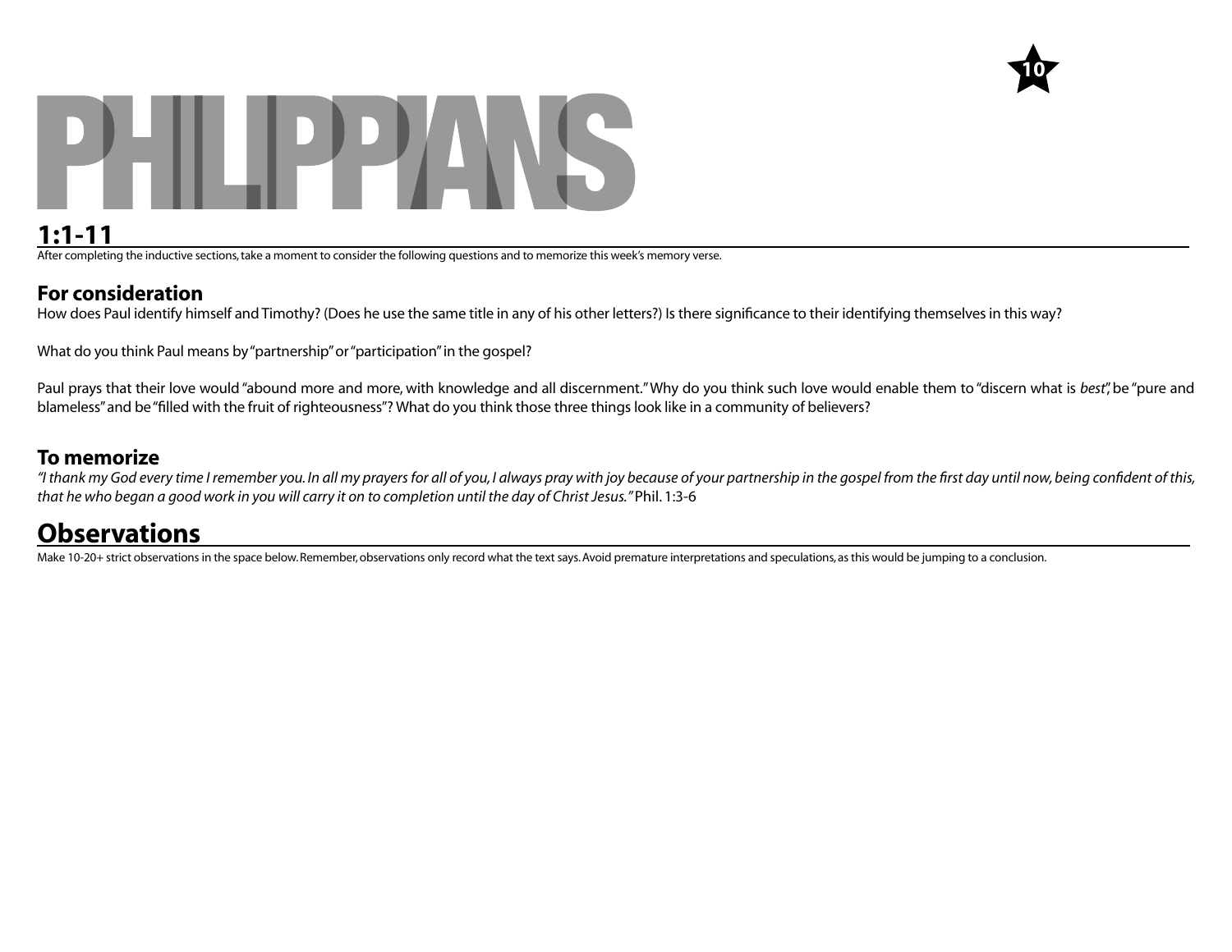# PHILIPPIANS

## 1:1-11

After completing the inductive sections, take a moment to consider the following questions and to memorize this week's memory verse.

### For consideration

How does Paul identify himself and Timothy? (Does he use the same title in any of his other letters?) Is there significance to their identifying themselves in this way?

What do you think Paul means by "partnership" or "participation" in the gospel?

Paul prays that their love would "abound more and more, with knowledge and all discernment." Why do you think such love would enable them to "discern what is *best*", be "pure and blameless" and be "filled with the fruit of righteousness"? What do you think those three things look like in a community of believers?

### To memorize

*"I thank my God every time I remember you. In all my prayers for all of you, I always pray with joy because of your partnership in the gospel from the first day until now, being confident of this, that he who began a good work in you will carry it on to completion until the day of Christ Jesus."* Phil. 1:3-6

## Observations

Make 10-20+ strict observations in the space below. Remember, observations only record what the text says. Avoid premature interpretations and speculations, as this would be jumping to a conclusion.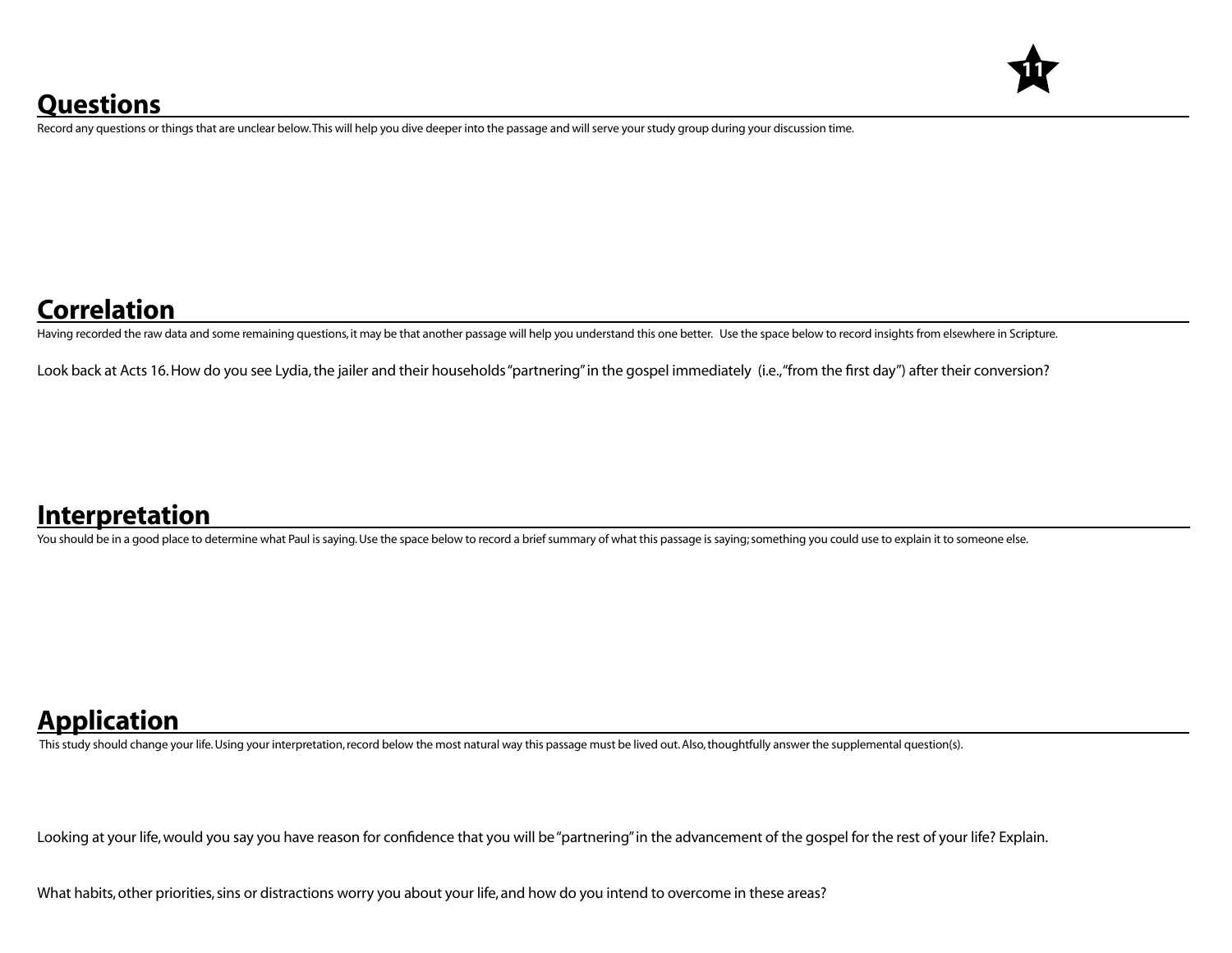## Questions

Record any questions or things that are unclear below. This will help you dive deeper into the passage and will serve your study group during your discussion time.

## Correlation

Having recorded the raw data and some remaining questions, it may be that another passage will help you understand this one better. Use the space below to record insights from elsewhere in Scripture.

Look back at Acts 16. How do you see Lydia, the jailer and their households "partnering" in the gospel immediately (i.e., "from the first day") after their conversion?

## Interpretation

You should be in a good place to determine what Paul is saying. Use the space below to record a brief summary of what this passage is saying; something you could use to explain it to someone else.

## Application

This study should change your life. Using your interpretation, record below the most natural way this passage must be lived out. Also, thoughtfully answer the supplemental question(s).

Looking at your life, would you say you have reason for confidence that you will be "partnering" in the advancement of the gospel for the rest of your life? Explain.

What habits, other priorities, sins or distractions worry you about your life, and how do you intend to overcome in these areas?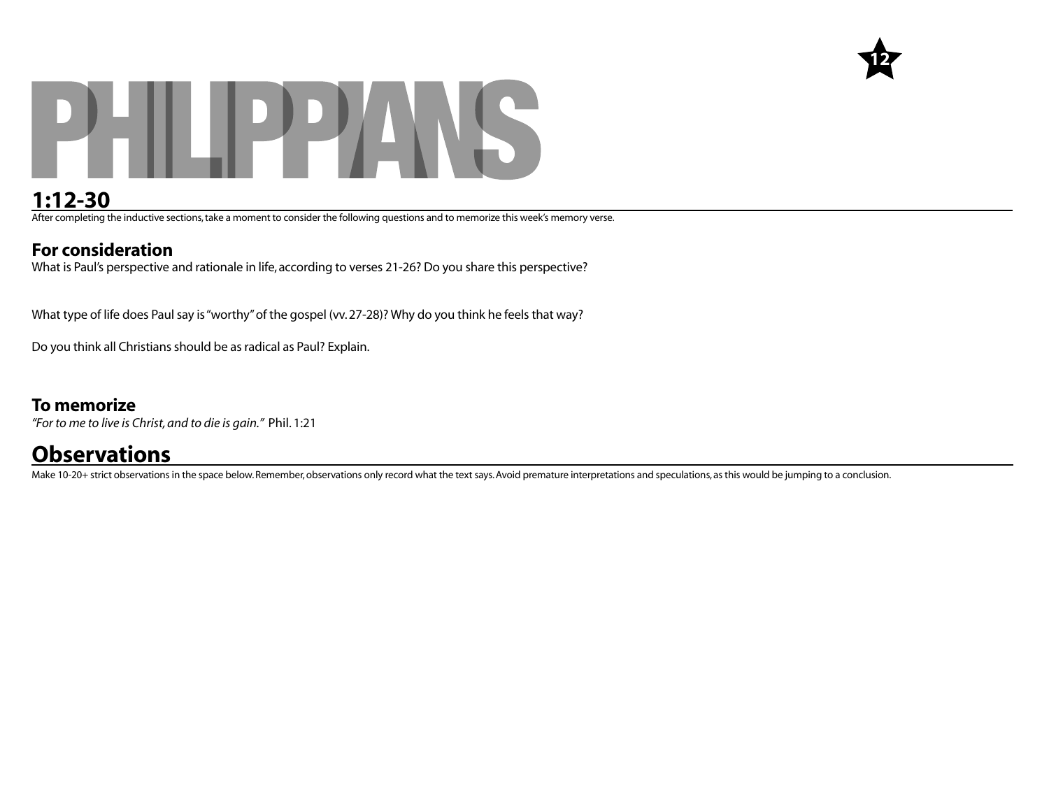# PHILIPPIANS

12

## 1:12-30

After completing the inductive sections, take a moment to consider the following questions and to memorize this week's memory verse.

### For consideration

What is Paul's perspective and rationale in life, according to verses 21-26? Do you share this perspective?

What type of life does Paul say is "worthy" of the gospel (vv. 27-28)? Why do you think he feels that way?

Do you think all Christians should be as radical as Paul? Explain.

### To memorize

*"For to me to live is Christ, and to die is gain."* Phil. 1:21

## Observations

Make 10-20+ strict observations in the space below. Remember, observations only record what the text says. Avoid premature interpretations and speculations, as this would be jumping to a conclusion.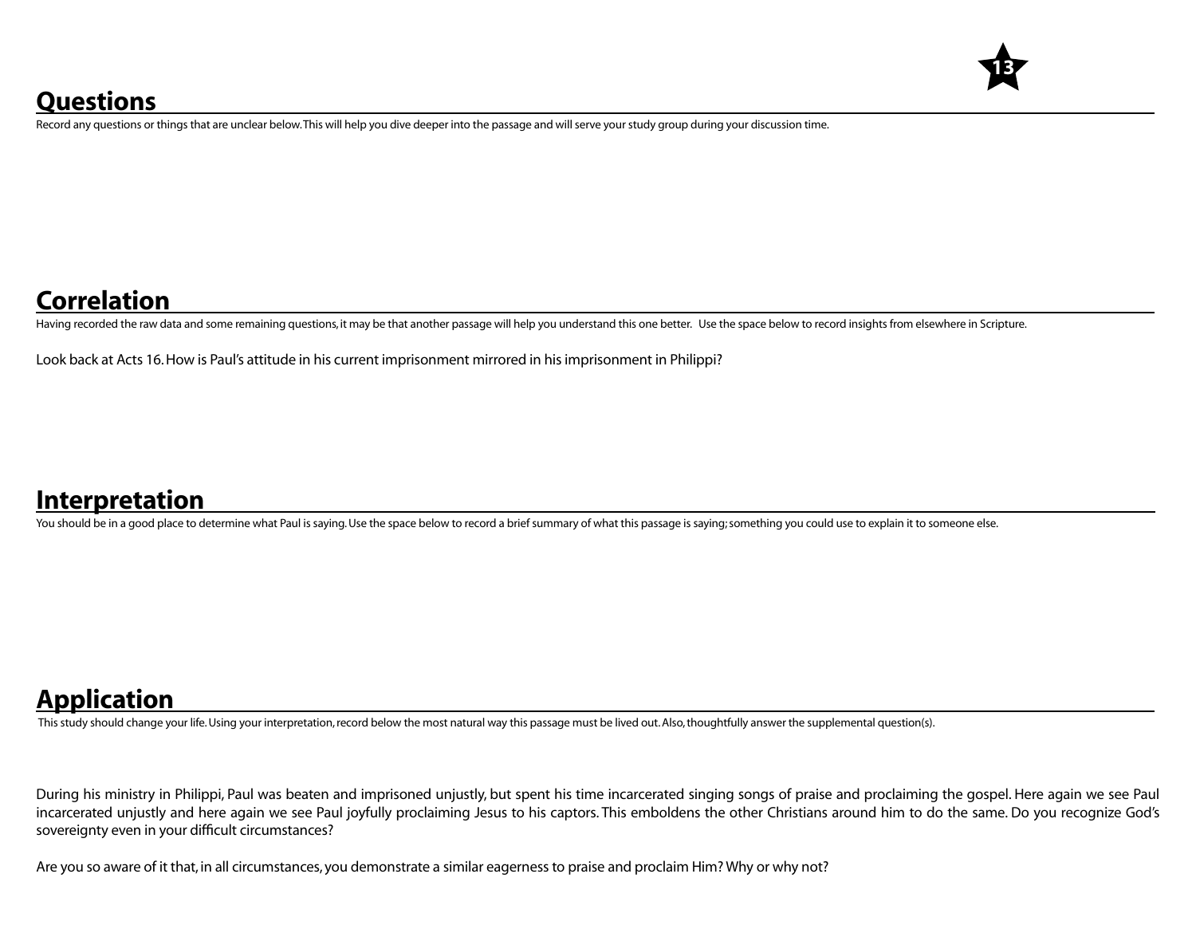## Questions

Record any questions or things that are unclear below. This will help you dive deeper into the passage and will serve your study group during your discussion time.

## Correlation

Having recorded the raw data and some remaining questions, it may be that another passage will help you understand this one better. Use the space below to record insights from elsewhere in Scripture.

Look back at Acts 16. How is Paul's attitude in his current imprisonment mirrored in his imprisonment in Philippi?

## Interpretation

You should be in a good place to determine what Paul is saying. Use the space below to record a brief summary of what this passage is saying; something you could use to explain it to someone else.

## Application

This study should change your life. Using your interpretation, record below the most natural way this passage must be lived out. Also, thoughtfully answer the supplemental question(s).

During his ministry in Philippi, Paul was beaten and imprisoned unjustly, but spent his time incarcerated singing songs of praise and proclaiming the gospel. Here again we see Paul incarcerated unjustly and here again we see Paul joyfully proclaiming Jesus to his captors. This emboldens the other Christians around him to do the same. Do you recognize God's sovereignty even in your difficult circumstances?

Are you so aware of it that, in all circumstances, you demonstrate a similar eagerness to praise and proclaim Him? Why or why not?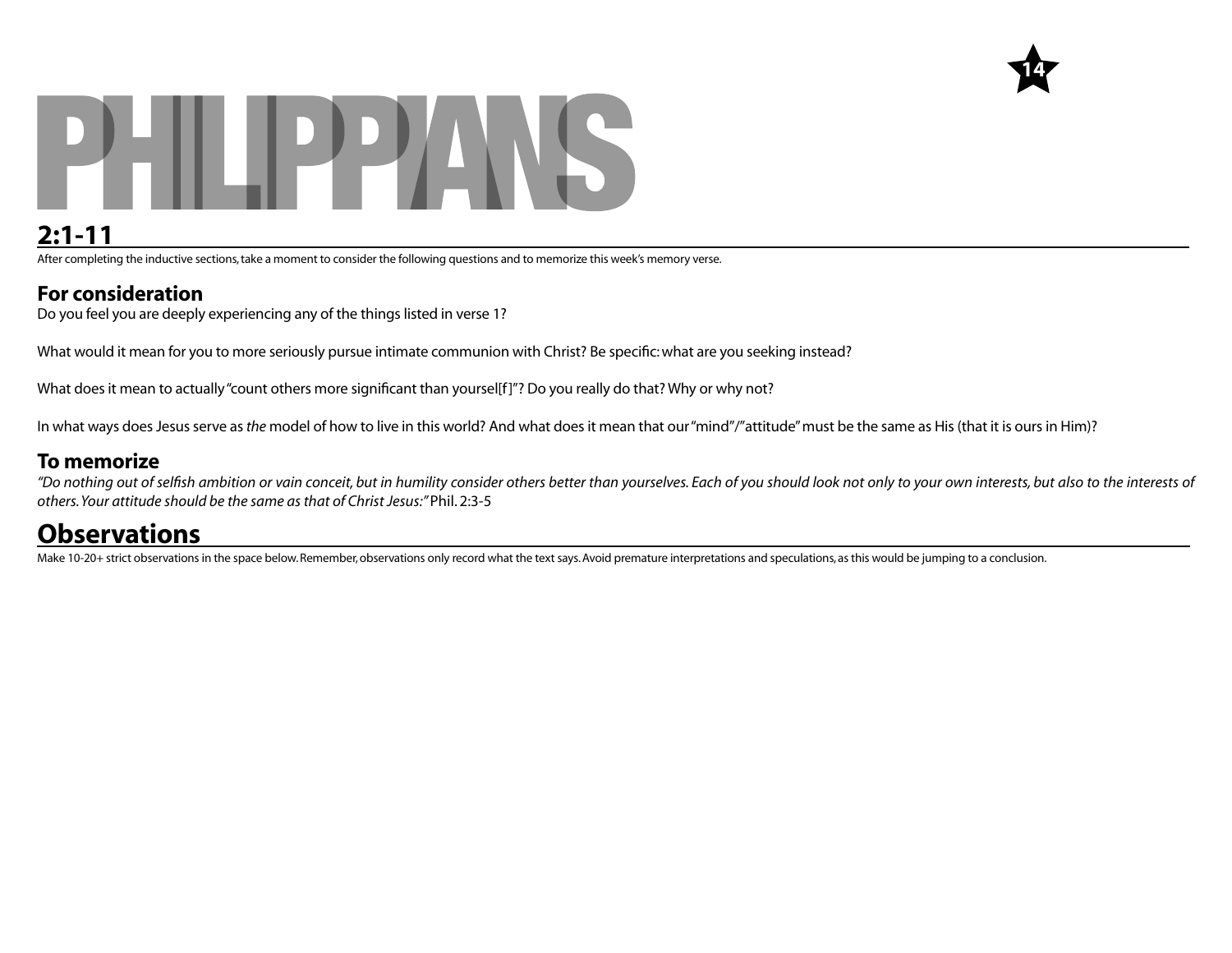# PHILIPPIANS

14

## 2:1-11

After completing the inductive sections, take a moment to consider the following questions and to memorize this week's memory verse.

### For consideration

Do you feel you are deeply experiencing any of the things listed in verse 1?

What would it mean for you to more seriously pursue intimate communion with Christ? Be specific: what are you seeking instead?

What does it mean to actually "count others more significant than yoursel[f]"? Do you really do that? Why or why not?

In what ways does Jesus serve as *the* model of how to live in this world? And what does it mean that our "mind"/"attitude" must be the same as His (that it is ours in Him)?

### To memorize

*"Do nothing out of selfish ambition or vain conceit, but in humility consider others better than yourselves. Each of you should look not only to your own interests, but also to the interests of others. Your attitude should be the same as that of Christ Jesus:"* Phil. 2:3-5

## Observations

Make 10-20+ strict observations in the space below. Remember, observations only record what the text says. Avoid premature interpretations and speculations, as this would be jumping to a conclusion.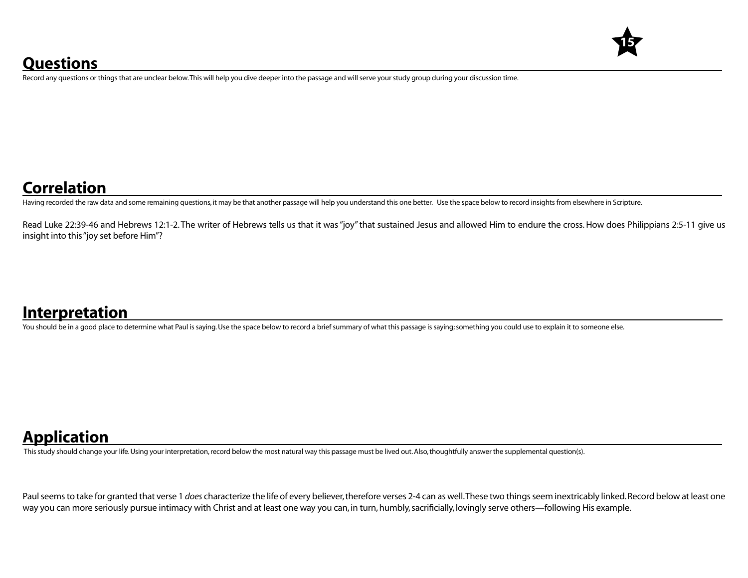## Questions

Record any questions or things that are unclear below. This will help you dive deeper into the passage and will serve your study group during your discussion time.

## Correlation

Having recorded the raw data and some remaining questions, it may be that another passage will help you understand this one better. Use the space below to record insights from elsewhere in Scripture.

Read Luke 22:39-46 and Hebrews 12:1-2. The writer of Hebrews tells us that it was "joy" that sustained Jesus and allowed Him to endure the cross. How does Philippians 2:5-11 give us insight into this "joy set before Him"?

## Interpretation

You should be in a good place to determine what Paul is saying. Use the space below to record a brief summary of what this passage is saying; something you could use to explain it to someone else.

## Application

This study should change your life. Using your interpretation, record below the most natural way this passage must be lived out. Also, thoughtfully answer the supplemental question(s).

Paul seems to take for granted that verse 1 *does* characterize the life of every believer, therefore verses 2-4 can as well. These two things seem inextricably linked. Record below at least one way you can more seriously pursue intimacy with Christ and at least one way you can, in turn, humbly, sacrificially, lovingly serve others—following His example.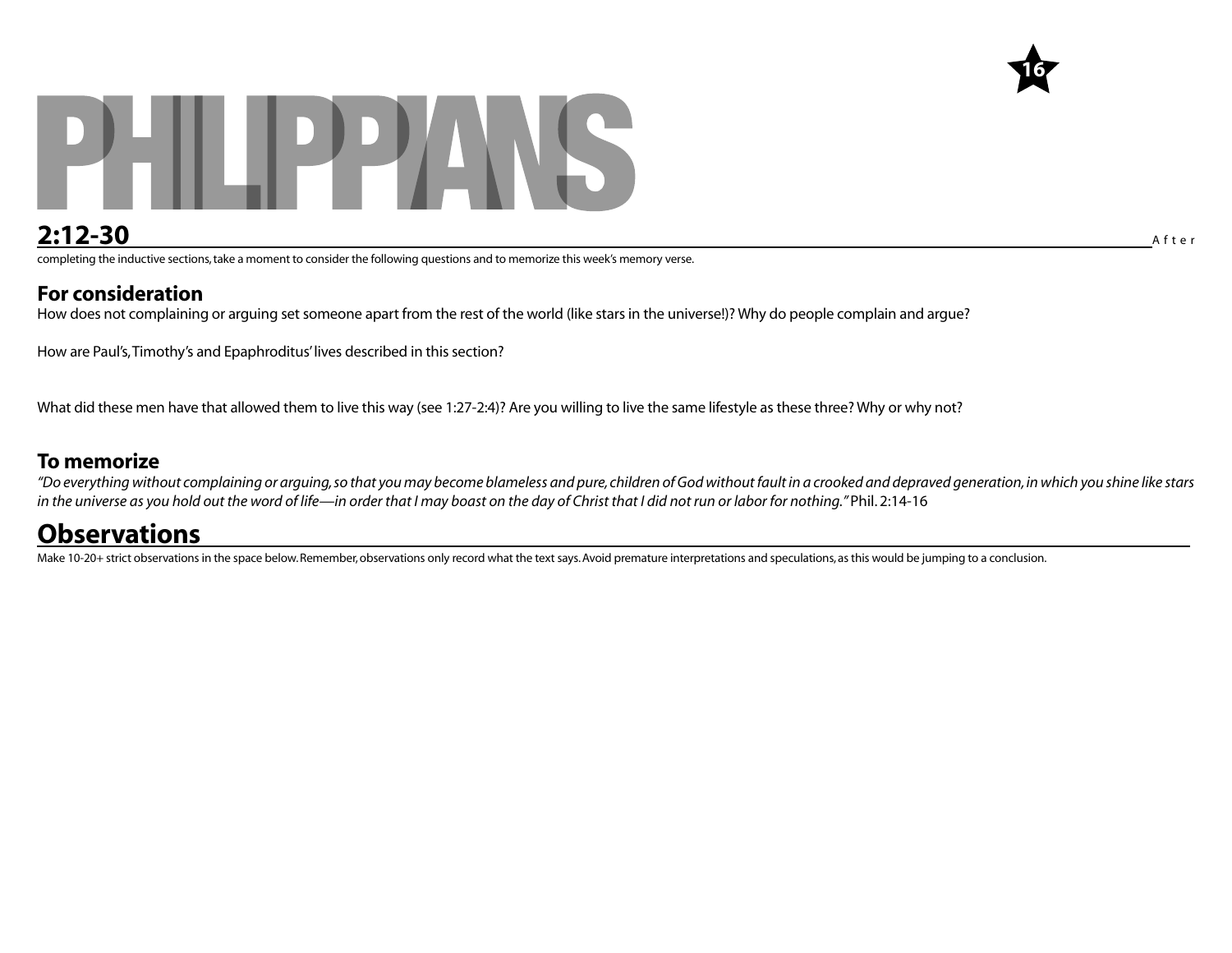# PHILIPPIANS

## 2:12-30

After completing the inductive sections, take a moment to consider the following questions and to memorize this week's memory verse.

### For consideration

How does not complaining or arguing set someone apart from the rest of the world (like stars in the universe!)? Why do people complain and argue?

How are Paul's, Timothy's and Epaphroditus' lives described in this section?

What did these men have that allowed them to live this way (see 1:27-2:4)? Are you willing to live the same lifestyle as these three? Why or why not?

### To memorize

*"Do everything without complaining or arguing, so that you may become blameless and pure, children of God without fault in a crooked and depraved generation, in which you shine like stars in the universe as you hold out the word of life—in order that I may boast on the day of Christ that I did not run or labor for nothing."* Phil. 2:14-16

## Observations

Make 10-20+ strict observations in the space below. Remember, observations only record what the text says. Avoid premature interpretations and speculations, as this would be jumping to a conclusion.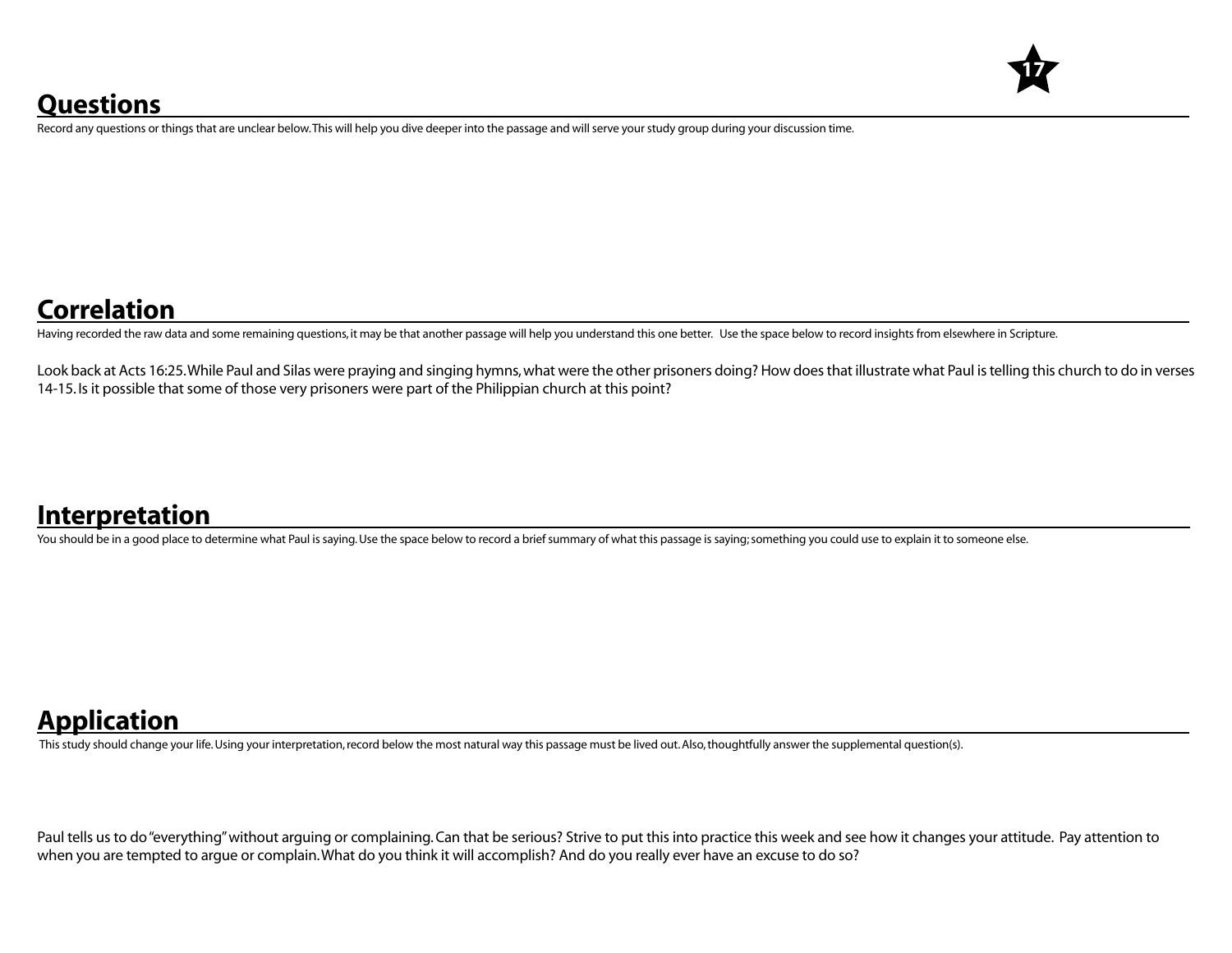## Questions

Record any questions or things that are unclear below. This will help you dive deeper into the passage and will serve your study group during your discussion time.

## Correlation

Having recorded the raw data and some remaining questions, it may be that another passage will help you understand this one better. Use the space below to record insights from elsewhere in Scripture.

Look back at Acts 16:25. While Paul and Silas were praying and singing hymns, what were the other prisoners doing? How does that illustrate what Paul is telling this church to do in verses 14-15. Is it possible that some of those very prisoners were part of the Philippian church at this point?

## Interpretation

You should be in a good place to determine what Paul is saying. Use the space below to record a brief summary of what this passage is saying; something you could use to explain it to someone else.

## Application

This study should change your life. Using your interpretation, record below the most natural way this passage must be lived out. Also, thoughtfully answer the supplemental question(s).

Paul tells us to do "everything" without arguing or complaining. Can that be serious? Strive to put this into practice this week and see how it changes your attitude. Pay attention to when you are tempted to argue or complain. What do you think it will accomplish? And do you really ever have an excuse to do so?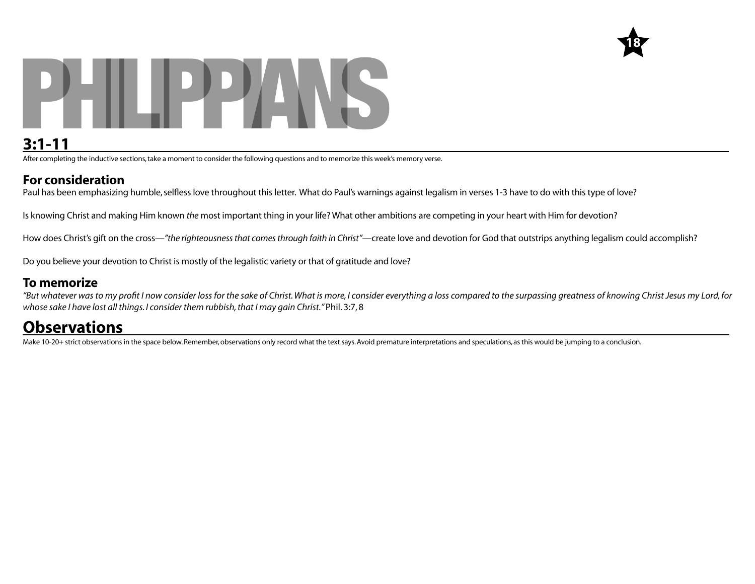# PHILIPPIANS

## 3:1-11

After completing the inductive sections, take a moment to consider the following questions and to memorize this week's memory verse.

### For consideration

Paul has been emphasizing humble, selfless love throughout this letter. What do Paul's warnings against legalism in verses 1-3 have to do with this type of love?

Is knowing Christ and making Him known *the* most important thing in your life? What other ambitions are competing in your heart with Him for devotion?

How does Christ's gift on the cross—*"the righteousness that comes through faith in Christ"*—create love and devotion for God that outstrips anything legalism could accomplish?

Do you believe your devotion to Christ is mostly of the legalistic variety or that of gratitude and love?

### To memorize

*"But whatever was to my profit I now consider loss for the sake of Christ. What is more, I consider everything a loss compared to the surpassing greatness of knowing Christ Jesus my Lord, for whose sake I have lost all things. I consider them rubbish, that I may gain Christ."* Phil. 3:7, 8

## Observations

Make 10-20+ strict observations in the space below. Remember, observations only record what the text says. Avoid premature interpretations and speculations, as this would be jumping to a conclusion.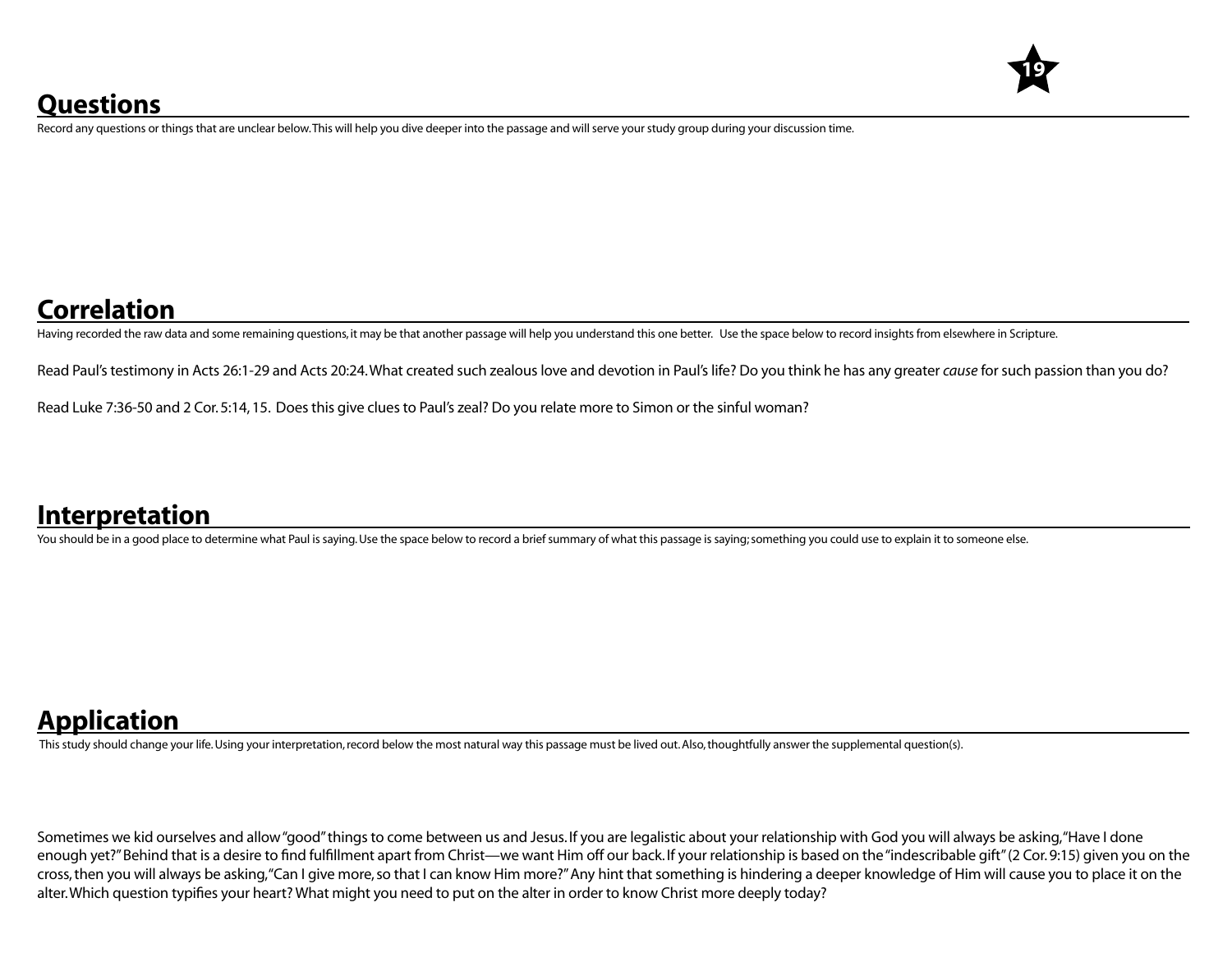## Questions

Record any questions or things that are unclear below. This will help you dive deeper into the passage and will serve your study group during your discussion time.

## Correlation

Having recorded the raw data and some remaining questions, it may be that another passage will help you understand this one better. Use the space below to record insights from elsewhere in Scripture.

Read Paul's testimony in Acts 26:1-29 and Acts 20:24. What created such zealous love and devotion in Paul's life? Do you think he has any greater *cause* for such passion than you do?

Read Luke 7:36-50 and 2 Cor. 5:14, 15. Does this give clues to Paul's zeal? Do you relate more to Simon or the sinful woman?

## Interpretation

You should be in a good place to determine what Paul is saying. Use the space below to record a brief summary of what this passage is saying; something you could use to explain it to someone else.

## Application

This study should change your life. Using your interpretation, record below the most natural way this passage must be lived out. Also, thoughtfully answer the supplemental question(s).

Sometimes we kid ourselves and allow "good" things to come between us and Jesus. If you are legalistic about your relationship with God you will always be asking, "Have I done enough yet?" Behind that is a desire to find fulfillment apart from Christ—we want Him off our back. If your relationship is based on the "indescribable gift" (2 Cor. 9:15) given you on the cross, then you will always be asking, "Can I give more, so that I can know Him more?" Any hint that something is hindering a deeper knowledge of Him will cause you to place it on the alter. Which question typifies your heart? What might you need to put on the alter in order to know Christ more deeply today?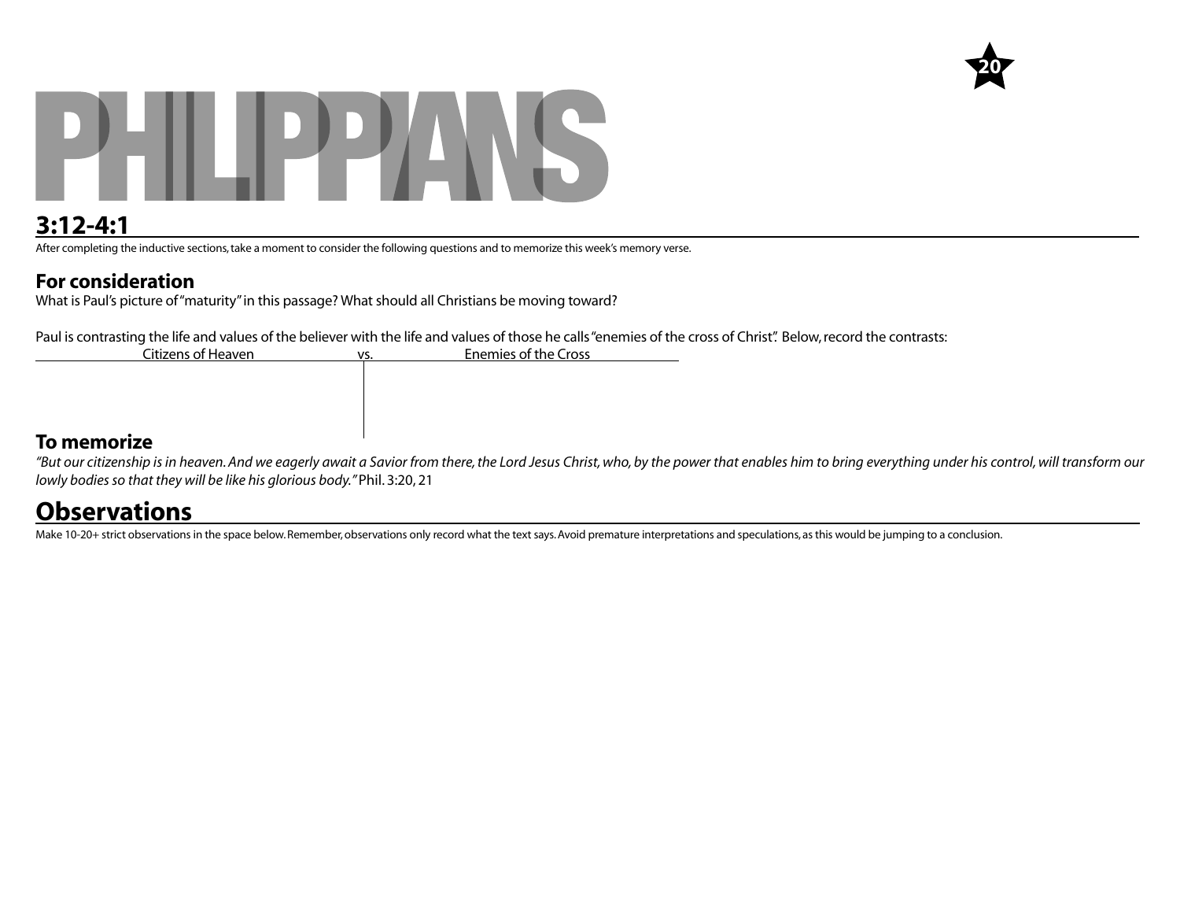# PHILIPPIANS

20

## 3:12-4:1

After completing the inductive sections, take a moment to consider the following questions and to memorize this week's memory verse.

### For consideration

What is Paul's picture of "maturity" in this passage? What should all Christians be moving toward?

Paul is contrasting the life and values of the believer with the life and values of those he calls "enemies of the cross of Christ". Below, record the contrasts:

| Citizens of Heaven vs. | Enemies of the Cross |
|---|---|
| | |

### To memorize

*"But our citizenship is in heaven. And we eagerly await a Savior from there, the Lord Jesus Christ, who, by the power that enables him to bring everything under his control, will transform our lowly bodies so that they will be like his glorious body."* Phil. 3:20, 21

## Observations

Make 10-20+ strict observations in the space below. Remember, observations only record what the text says. Avoid premature interpretations and speculations, as this would be jumping to a conclusion.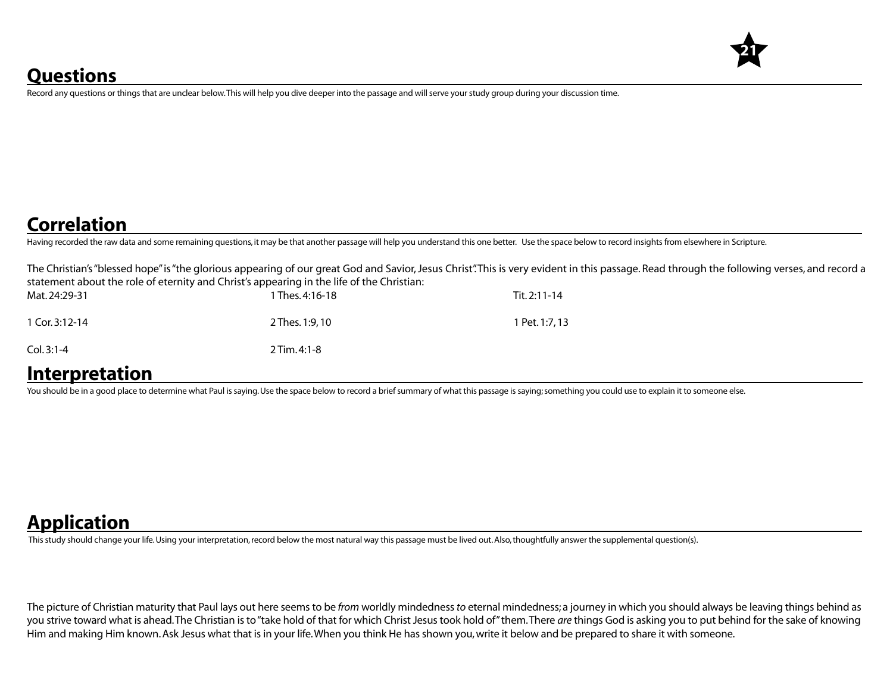## Questions

Record any questions or things that are unclear below. This will help you dive deeper into the passage and will serve your study group during your discussion time.

## Correlation

Having recorded the raw data and some remaining questions, it may be that another passage will help you understand this one better. Use the space below to record insights from elsewhere in Scripture.

The Christian's "blessed hope" is "the glorious appearing of our great God and Savior, Jesus Christ". This is very evident in this passage. Read through the following verses, and record a statement about the role of eternity and Christ's appearing in the life of the Christian:

Mat. 24:29-31

1 Thes. 4:16-18

Tit. 2:11-14

1 Cor. 3:12-14

2 Thes. 1:9, 10

1 Pet. 1:7, 13

Col. 3:1-4

2 Tim. 4:1-8

## Interpretation

You should be in a good place to determine what Paul is saying. Use the space below to record a brief summary of what this passage is saying; something you could use to explain it to someone else.

## Application

This study should change your life. Using your interpretation, record below the most natural way this passage must be lived out. Also, thoughtfully answer the supplemental question(s).

The picture of Christian maturity that Paul lays out here seems to be *from* worldly mindedness *to* eternal mindedness; a journey in which you should always be leaving things behind as you strive toward what is ahead. The Christian is to "take hold of that for which Christ Jesus took hold of" them. There *are* things God is asking you to put behind for the sake of knowing Him and making Him known. Ask Jesus what that is in your life. When you think He has shown you, write it below and be prepared to share it with someone.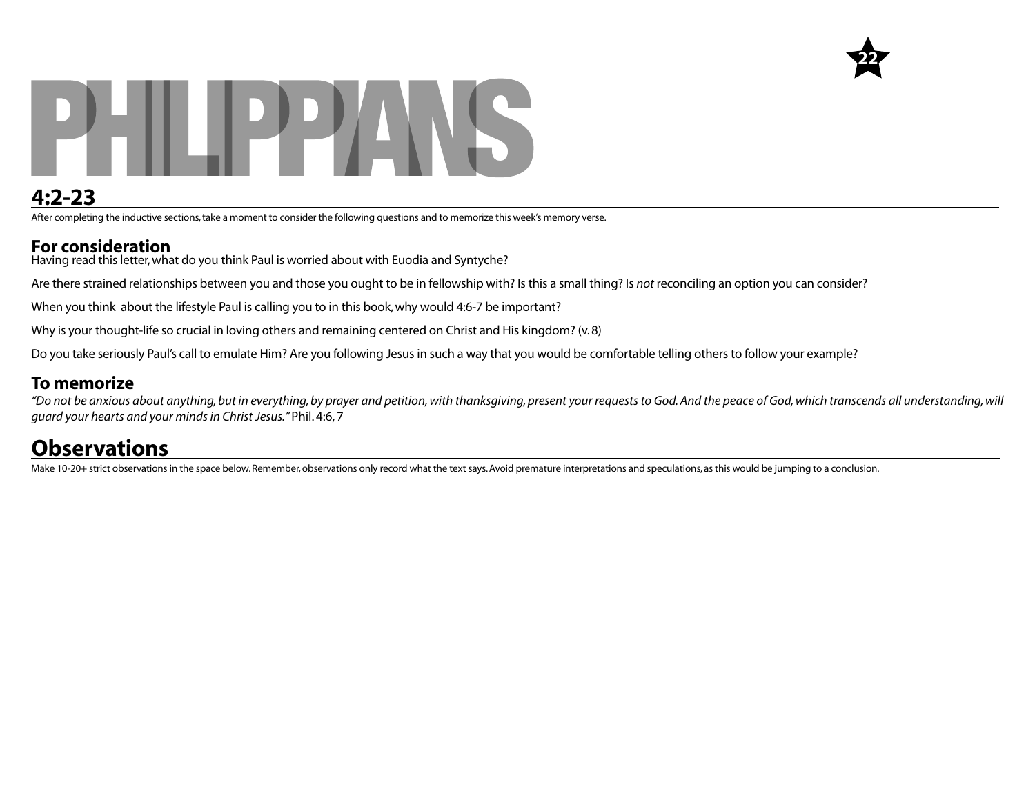# PHILIPPIANS

## 4:2-23

After completing the inductive sections, take a moment to consider the following questions and to memorize this week's memory verse.

### For consideration

Having read this letter, what do you think Paul is worried about with Euodia and Syntyche?

Are there strained relationships between you and those you ought to be in fellowship with? Is this a small thing? Is *not* reconciling an option you can consider?

When you think about the lifestyle Paul is calling you to in this book, why would 4:6-7 be important?

Why is your thought-life so crucial in loving others and remaining centered on Christ and His kingdom? (v. 8)

Do you take seriously Paul's call to emulate Him? Are you following Jesus in such a way that you would be comfortable telling others to follow your example?

### To memorize

*"Do not be anxious about anything, but in everything, by prayer and petition, with thanksgiving, present your requests to God. And the peace of God, which transcends all understanding, will guard your hearts and your minds in Christ Jesus."* Phil. 4:6, 7

## Observations

Make 10-20+ strict observations in the space below. Remember, observations only record what the text says. Avoid premature interpretations and speculations, as this would be jumping to a conclusion.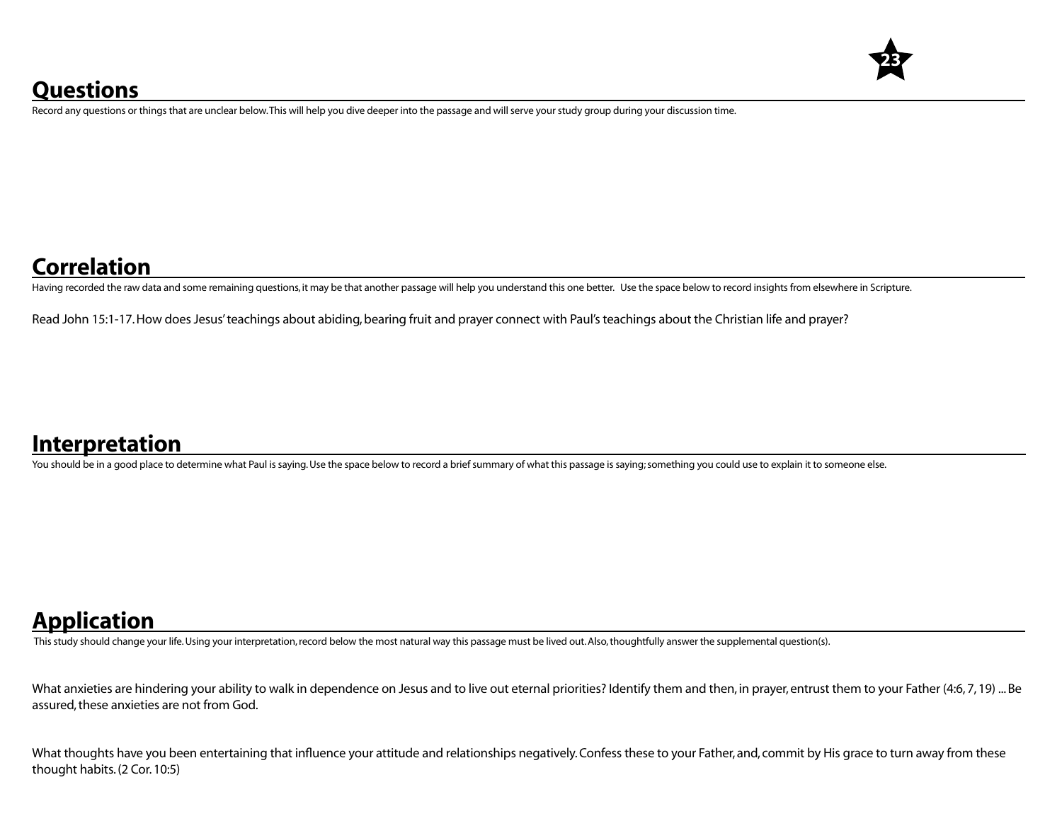## Questions

Record any questions or things that are unclear below. This will help you dive deeper into the passage and will serve your study group during your discussion time.

## Correlation

Having recorded the raw data and some remaining questions, it may be that another passage will help you understand this one better. Use the space below to record insights from elsewhere in Scripture.

Read John 15:1-17. How does Jesus' teachings about abiding, bearing fruit and prayer connect with Paul's teachings about the Christian life and prayer?

## Interpretation

You should be in a good place to determine what Paul is saying. Use the space below to record a brief summary of what this passage is saying; something you could use to explain it to someone else.

## Application

This study should change your life. Using your interpretation, record below the most natural way this passage must be lived out. Also, thoughtfully answer the supplemental question(s).

What anxieties are hindering your ability to walk in dependence on Jesus and to live out eternal priorities? Identify them and then, in prayer, entrust them to your Father (4:6, 7, 19) ... Be assured, these anxieties are not from God.

What thoughts have you been entertaining that influence your attitude and relationships negatively. Confess these to your Father, and, commit by His grace to turn away from these thought habits. (2 Cor. 10:5)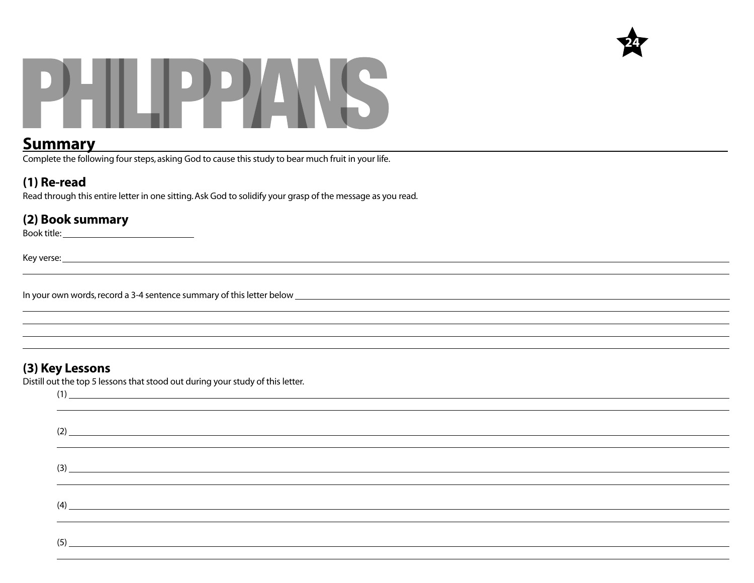# PHILIPPIANS

## Summary

Complete the following four steps, asking God to cause this study to bear much fruit in your life.

### (1) Re-read

Read through this entire letter in one sitting. Ask God to solidify your grasp of the message as you read.

### (2) Book summary

Book title: ____________________________

Key verse: ____________________________

In your own words, record a 3-4 sentence summary of this letter below ____________________________

### (3) Key Lessons

Distill out the top 5 lessons that stood out during your study of this letter.

(1) ____________________________

(2) ____________________________

(3) ____________________________

(4) ____________________________

(5) ____________________________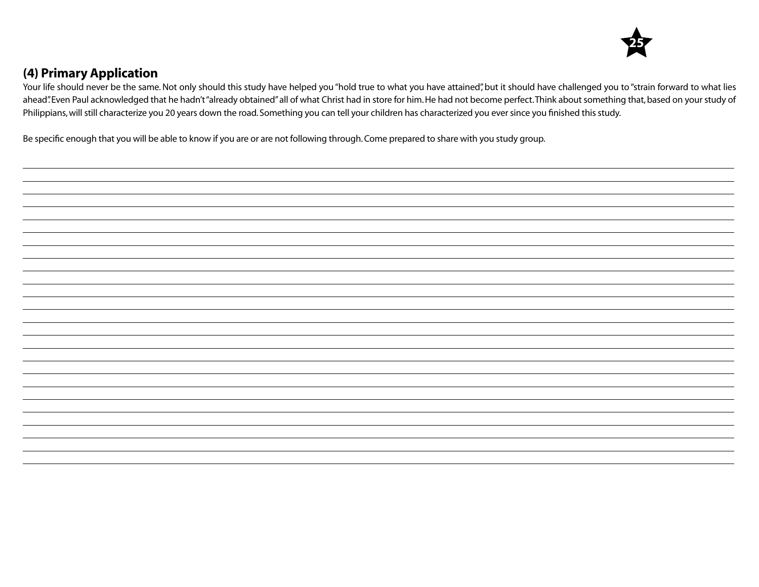## (4) Primary Application

Your life should never be the same. Not only should this study have helped you "hold true to what you have attained", but it should have challenged you to "strain forward to what lies ahead". Even Paul acknowledged that he hadn't "already obtained" all of what Christ had in store for him. He had not become perfect. Think about something that, based on your study of Philippians, will still characterize you 20 years down the road. Something you can tell your children has characterized you ever since you finished this study.

Be specific enough that you will be able to know if you are or are not following through. Come prepared to share with you study group.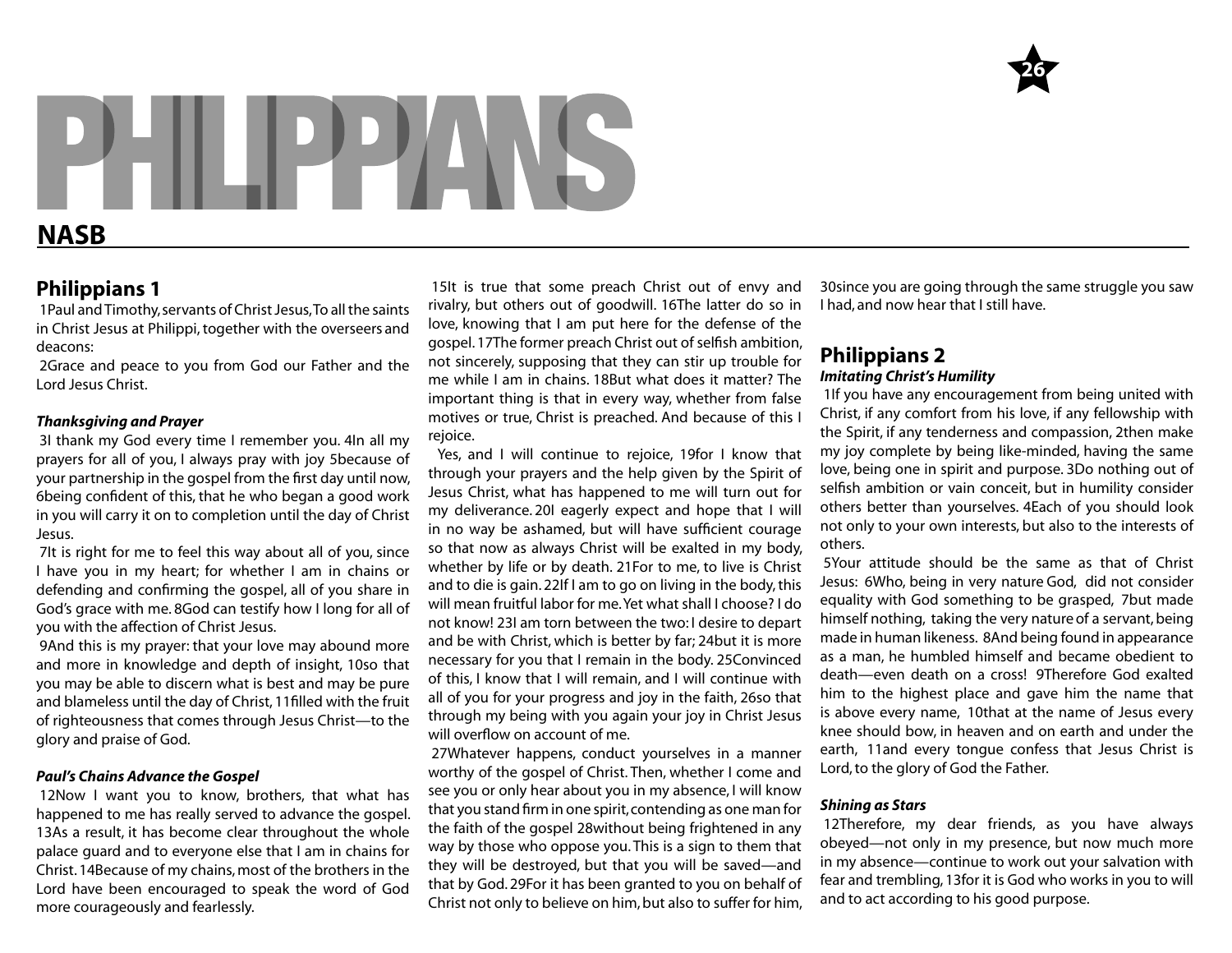# PHILIPPIANS

## NASB

## Philippians 1

1Paul and Timothy, servants of Christ Jesus, To all the saints in Christ Jesus at Philippi, together with the overseers and deacons:

2Grace and peace to you from God our Father and the Lord Jesus Christ.

### *Thanksgiving and Prayer*

3I thank my God every time I remember you. 4In all my prayers for all of you, I always pray with joy 5because of your partnership in the gospel from the first day until now, 6being confident of this, that he who began a good work in you will carry it on to completion until the day of Christ Jesus.

7It is right for me to feel this way about all of you, since I have you in my heart; for whether I am in chains or defending and confirming the gospel, all of you share in God's grace with me. 8God can testify how I long for all of you with the affection of Christ Jesus.

9And this is my prayer: that your love may abound more and more in knowledge and depth of insight, 10so that you may be able to discern what is best and may be pure and blameless until the day of Christ, 11filled with the fruit of righteousness that comes through Jesus Christ—to the glory and praise of God.

### *Paul's Chains Advance the Gospel*

12Now I want you to know, brothers, that what has happened to me has really served to advance the gospel. 13As a result, it has become clear throughout the whole palace guard and to everyone else that I am in chains for Christ. 14Because of my chains, most of the brothers in the Lord have been encouraged to speak the word of God more courageously and fearlessly.

15It is true that some preach Christ out of envy and rivalry, but others out of goodwill. 16The latter do so in love, knowing that I am put here for the defense of the gospel. 17The former preach Christ out of selfish ambition, not sincerely, supposing that they can stir up trouble for me while I am in chains. 18But what does it matter? The important thing is that in every way, whether from false motives or true, Christ is preached. And because of this I rejoice.

Yes, and I will continue to rejoice, 19for I know that through your prayers and the help given by the Spirit of Jesus Christ, what has happened to me will turn out for my deliverance. 20I eagerly expect and hope that I will in no way be ashamed, but will have sufficient courage so that now as always Christ will be exalted in my body, whether by life or by death. 21For to me, to live is Christ and to die is gain. 22If I am to go on living in the body, this will mean fruitful labor for me. Yet what shall I choose? I do not know! 23I am torn between the two: I desire to depart and be with Christ, which is better by far; 24but it is more necessary for you that I remain in the body. 25Convinced of this, I know that I will remain, and I will continue with all of you for your progress and joy in the faith, 26so that through my being with you again your joy in Christ Jesus will overflow on account of me.

27Whatever happens, conduct yourselves in a manner worthy of the gospel of Christ. Then, whether I come and see you or only hear about you in my absence, I will know that you stand firm in one spirit, contending as one man for the faith of the gospel 28without being frightened in any way by those who oppose you. This is a sign to them that they will be destroyed, but that you will be saved—and that by God. 29For it has been granted to you on behalf of Christ not only to believe on him, but also to suffer for him, 30since you are going through the same struggle you saw I had, and now hear that I still have.

## Philippians 2

### *Imitating Christ's Humility*

1If you have any encouragement from being united with Christ, if any comfort from his love, if any fellowship with the Spirit, if any tenderness and compassion, 2then make my joy complete by being like-minded, having the same love, being one in spirit and purpose. 3Do nothing out of selfish ambition or vain conceit, but in humility consider others better than yourselves. 4Each of you should look not only to your own interests, but also to the interests of others.

5Your attitude should be the same as that of Christ Jesus: 6Who, being in very nature God, did not consider equality with God something to be grasped, 7but made himself nothing, taking the very nature of a servant, being made in human likeness. 8And being found in appearance as a man, he humbled himself and became obedient to death—even death on a cross! 9Therefore God exalted him to the highest place and gave him the name that is above every name, 10that at the name of Jesus every knee should bow, in heaven and on earth and under the earth, 11and every tongue confess that Jesus Christ is Lord, to the glory of God the Father.

### *Shining as Stars*

12Therefore, my dear friends, as you have always obeyed—not only in my presence, but now much more in my absence—continue to work out your salvation with fear and trembling, 13for it is God who works in you to will and to act according to his good purpose.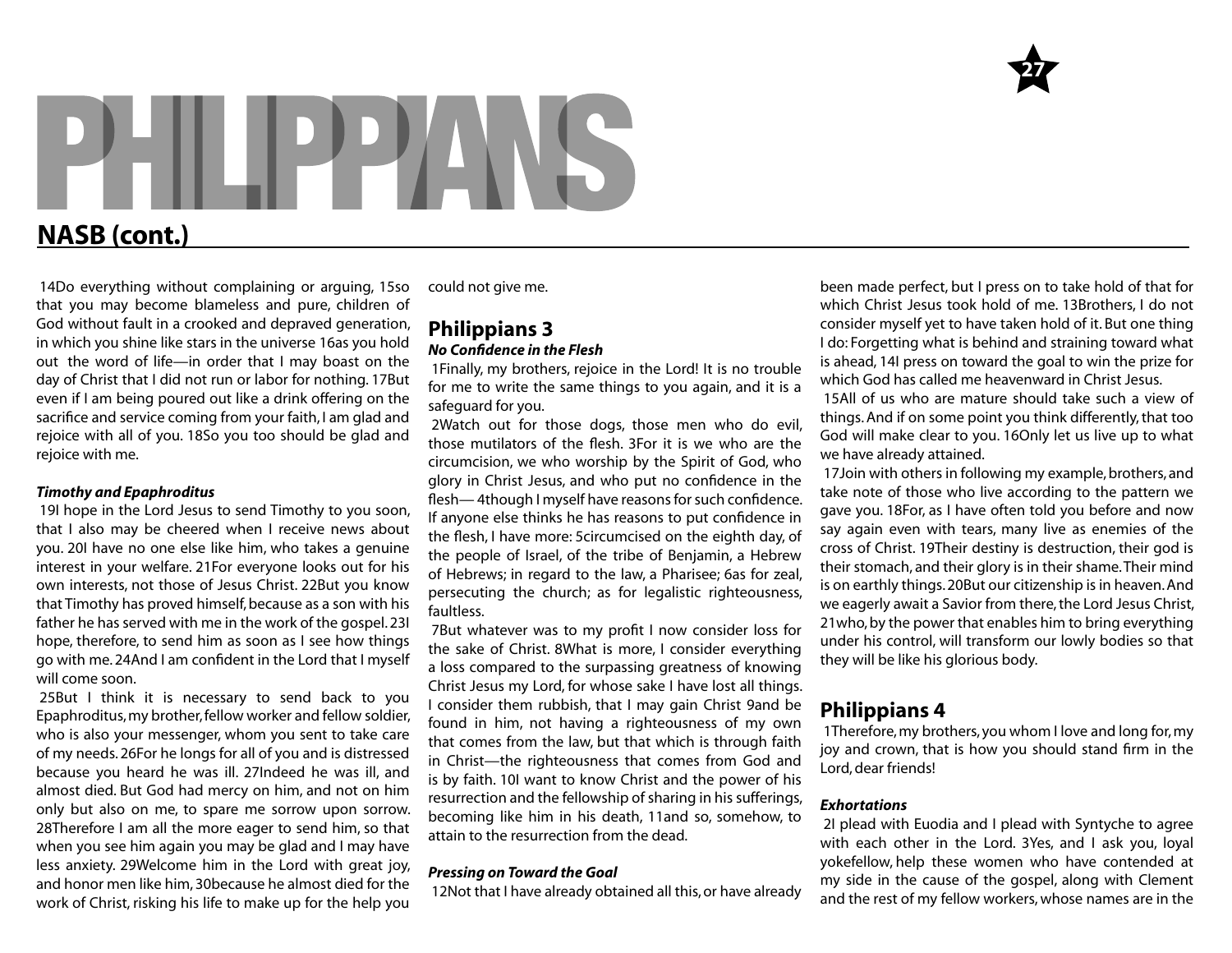# PHILIPPIANS

## NASB (cont.)

14Do everything without complaining or arguing, 15so that you may become blameless and pure, children of God without fault in a crooked and depraved generation, in which you shine like stars in the universe 16as you hold out the word of life—in order that I may boast on the day of Christ that I did not run or labor for nothing. 17But even if I am being poured out like a drink offering on the sacrifice and service coming from your faith, I am glad and rejoice with all of you. 18So you too should be glad and rejoice with me.

***Timothy and Epaphroditus***

19I hope in the Lord Jesus to send Timothy to you soon, that I also may be cheered when I receive news about you. 20I have no one else like him, who takes a genuine interest in your welfare. 21For everyone looks out for his own interests, not those of Jesus Christ. 22But you know that Timothy has proved himself, because as a son with his father he has served with me in the work of the gospel. 23I hope, therefore, to send him as soon as I see how things go with me. 24And I am confident in the Lord that I myself will come soon.

25But I think it is necessary to send back to you Epaphroditus, my brother, fellow worker and fellow soldier, who is also your messenger, whom you sent to take care of my needs. 26For he longs for all of you and is distressed because you heard he was ill. 27Indeed he was ill, and almost died. But God had mercy on him, and not on him only but also on me, to spare me sorrow upon sorrow. 28Therefore I am all the more eager to send him, so that when you see him again you may be glad and I may have less anxiety. 29Welcome him in the Lord with great joy, and honor men like him, 30because he almost died for the work of Christ, risking his life to make up for the help you could not give me.

## Philippians 3

***No Confidence in the Flesh***

1Finally, my brothers, rejoice in the Lord! It is no trouble for me to write the same things to you again, and it is a safeguard for you.

2Watch out for those dogs, those men who do evil, those mutilators of the flesh. 3For it is we who are the circumcision, we who worship by the Spirit of God, who glory in Christ Jesus, and who put no confidence in the flesh— 4though I myself have reasons for such confidence. If anyone else thinks he has reasons to put confidence in the flesh, I have more: 5circumcised on the eighth day, of the people of Israel, of the tribe of Benjamin, a Hebrew of Hebrews; in regard to the law, a Pharisee; 6as for zeal, persecuting the church; as for legalistic righteousness, faultless.

7But whatever was to my profit I now consider loss for the sake of Christ. 8What is more, I consider everything a loss compared to the surpassing greatness of knowing Christ Jesus my Lord, for whose sake I have lost all things. I consider them rubbish, that I may gain Christ 9and be found in him, not having a righteousness of my own that comes from the law, but that which is through faith in Christ—the righteousness that comes from God and is by faith. 10I want to know Christ and the power of his resurrection and the fellowship of sharing in his sufferings, becoming like him in his death, 11and so, somehow, to attain to the resurrection from the dead.

***Pressing on Toward the Goal***

12Not that I have already obtained all this, or have already been made perfect, but I press on to take hold of that for which Christ Jesus took hold of me. 13Brothers, I do not consider myself yet to have taken hold of it. But one thing I do: Forgetting what is behind and straining toward what is ahead, 14I press on toward the goal to win the prize for which God has called me heavenward in Christ Jesus.

15All of us who are mature should take such a view of things. And if on some point you think differently, that too God will make clear to you. 16Only let us live up to what we have already attained.

17Join with others in following my example, brothers, and take note of those who live according to the pattern we gave you. 18For, as I have often told you before and now say again even with tears, many live as enemies of the cross of Christ. 19Their destiny is destruction, their god is their stomach, and their glory is in their shame. Their mind is on earthly things. 20But our citizenship is in heaven. And we eagerly await a Savior from there, the Lord Jesus Christ, 21who, by the power that enables him to bring everything under his control, will transform our lowly bodies so that they will be like his glorious body.

## Philippians 4

1Therefore, my brothers, you whom I love and long for, my joy and crown, that is how you should stand firm in the Lord, dear friends!

***Exhortations***

2I plead with Euodia and I plead with Syntyche to agree with each other in the Lord. 3Yes, and I ask you, loyal yokefellow, help these women who have contended at my side in the cause of the gospel, along with Clement and the rest of my fellow workers, whose names are in the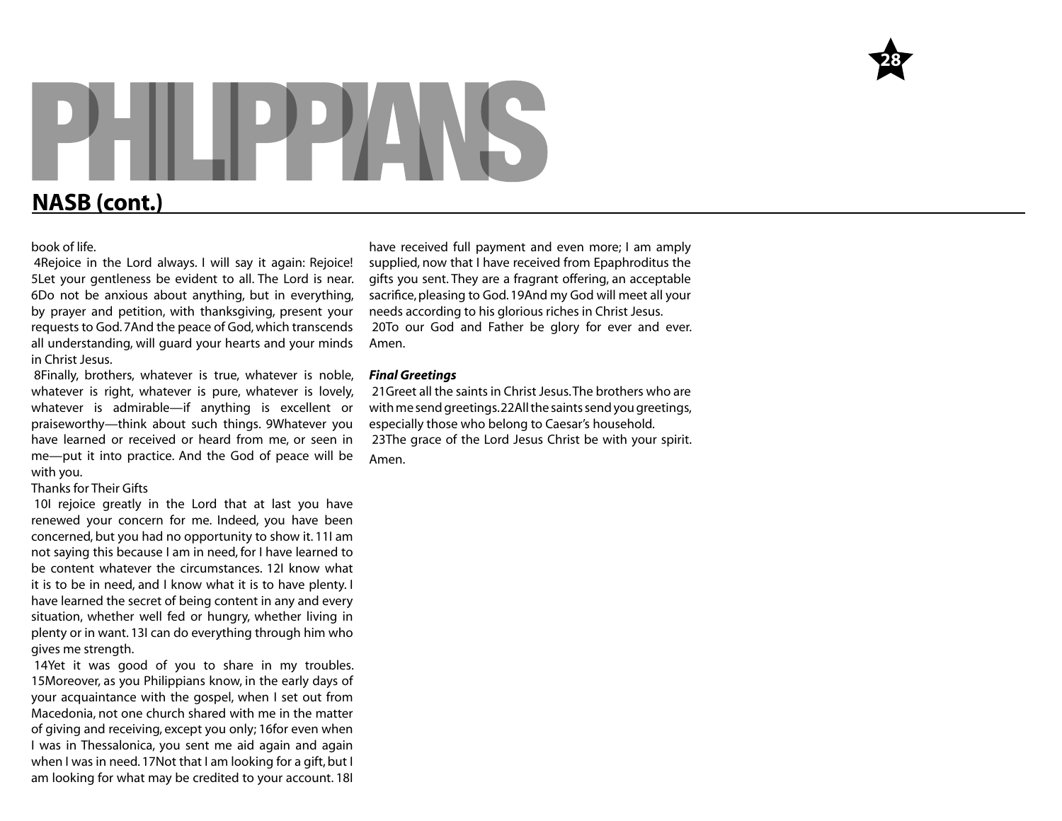# PHILIPPIANS

## NASB (cont.)

book of life.

4Rejoice in the Lord always. I will say it again: Rejoice! 5Let your gentleness be evident to all. The Lord is near. 6Do not be anxious about anything, but in everything, by prayer and petition, with thanksgiving, present your requests to God. 7And the peace of God, which transcends all understanding, will guard your hearts and your minds in Christ Jesus.

8Finally, brothers, whatever is true, whatever is noble, whatever is right, whatever is pure, whatever is lovely, whatever is admirable—if anything is excellent or praiseworthy—think about such things. 9Whatever you have learned or received or heard from me, or seen in me—put it into practice. And the God of peace will be with you.

Thanks for Their Gifts

10I rejoice greatly in the Lord that at last you have renewed your concern for me. Indeed, you have been concerned, but you had no opportunity to show it. 11I am not saying this because I am in need, for I have learned to be content whatever the circumstances. 12I know what it is to be in need, and I know what it is to have plenty. I have learned the secret of being content in any and every situation, whether well fed or hungry, whether living in plenty or in want. 13I can do everything through him who gives me strength.

14Yet it was good of you to share in my troubles. 15Moreover, as you Philippians know, in the early days of your acquaintance with the gospel, when I set out from Macedonia, not one church shared with me in the matter of giving and receiving, except you only; 16for even when I was in Thessalonica, you sent me aid again and again when I was in need. 17Not that I am looking for a gift, but I am looking for what may be credited to your account. 18I have received full payment and even more; I am amply supplied, now that I have received from Epaphroditus the gifts you sent. They are a fragrant offering, an acceptable sacrifice, pleasing to God. 19And my God will meet all your needs according to his glorious riches in Christ Jesus.

20To our God and Father be glory for ever and ever. Amen.

***Final Greetings***

21Greet all the saints in Christ Jesus. The brothers who are with me send greetings. 22All the saints send you greetings, especially those who belong to Caesar's household.

23The grace of the Lord Jesus Christ be with your spirit. Amen.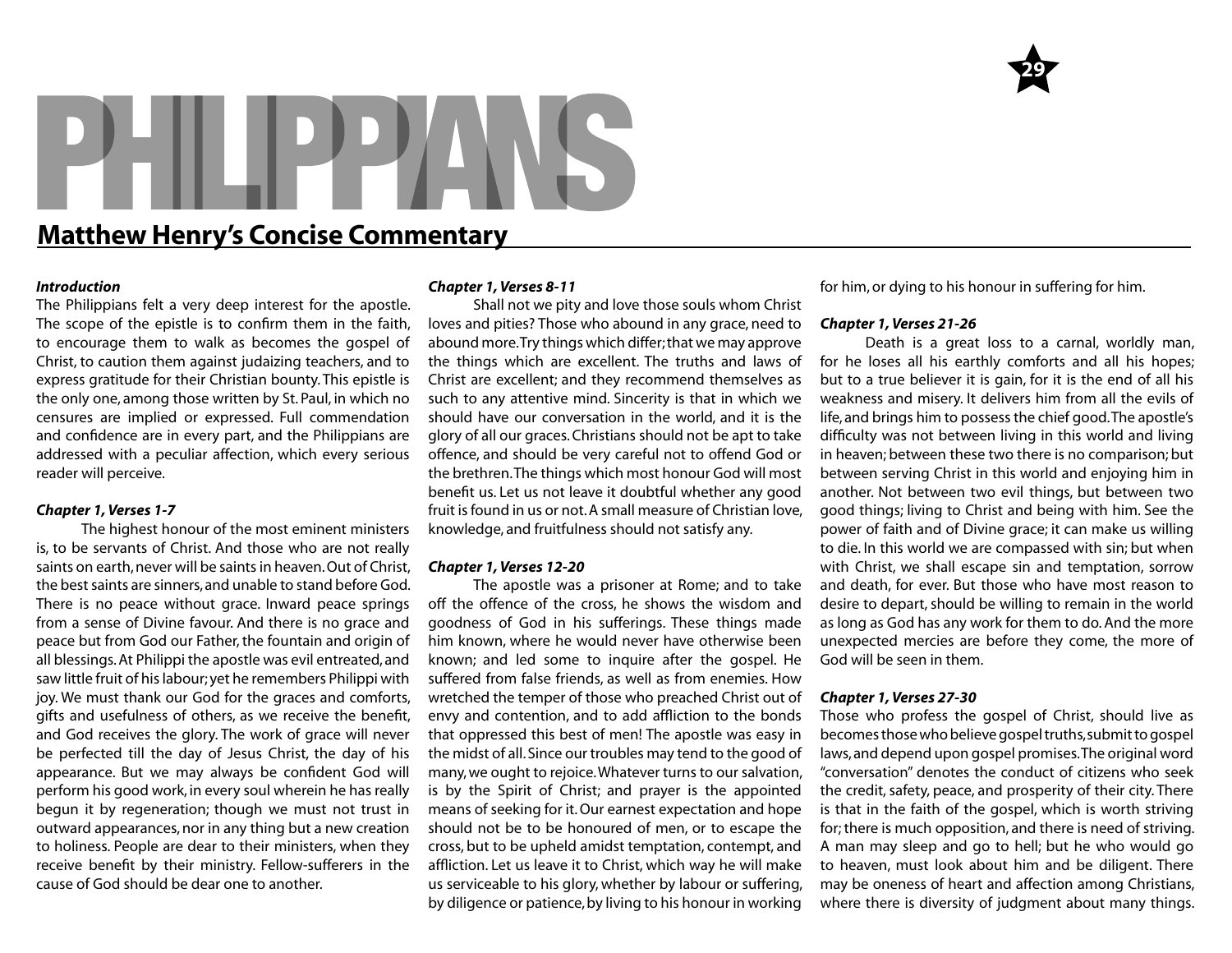# PHILIPPIANS

## Matthew Henry's Concise Commentary

***Introduction***

The Philippians felt a very deep interest for the apostle. The scope of the epistle is to confirm them in the faith, to encourage them to walk as becomes the gospel of Christ, to caution them against judaizing teachers, and to express gratitude for their Christian bounty. This epistle is the only one, among those written by St. Paul, in which no censures are implied or expressed. Full commendation and confidence are in every part, and the Philippians are addressed with a peculiar affection, which every serious reader will perceive.

***Chapter 1, Verses 1-7***

The highest honour of the most eminent ministers is, to be servants of Christ. And those who are not really saints on earth, never will be saints in heaven. Out of Christ, the best saints are sinners, and unable to stand before God. There is no peace without grace. Inward peace springs from a sense of Divine favour. And there is no grace and peace but from God our Father, the fountain and origin of all blessings. At Philippi the apostle was evil entreated, and saw little fruit of his labour; yet he remembers Philippi with joy. We must thank our God for the graces and comforts, gifts and usefulness of others, as we receive the benefit, and God receives the glory. The work of grace will never be perfected till the day of Jesus Christ, the day of his appearance. But we may always be confident God will perform his good work, in every soul wherein he has really begun it by regeneration; though we must not trust in outward appearances, nor in any thing but a new creation to holiness. People are dear to their ministers, when they receive benefit by their ministry. Fellow-sufferers in the cause of God should be dear one to another.

***Chapter 1, Verses 8-11***

Shall not we pity and love those souls whom Christ loves and pities? Those who abound in any grace, need to abound more. Try things which differ; that we may approve the things which are excellent. The truths and laws of Christ are excellent; and they recommend themselves as such to any attentive mind. Sincerity is that in which we should have our conversation in the world, and it is the glory of all our graces. Christians should not be apt to take offence, and should be very careful not to offend God or the brethren. The things which most honour God will most benefit us. Let us not leave it doubtful whether any good fruit is found in us or not. A small measure of Christian love, knowledge, and fruitfulness should not satisfy any.

***Chapter 1, Verses 12-20***

The apostle was a prisoner at Rome; and to take off the offence of the cross, he shows the wisdom and goodness of God in his sufferings. These things made him known, where he would never have otherwise been known; and led some to inquire after the gospel. He suffered from false friends, as well as from enemies. How wretched the temper of those who preached Christ out of envy and contention, and to add affliction to the bonds that oppressed this best of men! The apostle was easy in the midst of all. Since our troubles may tend to the good of many, we ought to rejoice. Whatever turns to our salvation, is by the Spirit of Christ; and prayer is the appointed means of seeking for it. Our earnest expectation and hope should not be to be honoured of men, or to escape the cross, but to be upheld amidst temptation, contempt, and affliction. Let us leave it to Christ, which way he will make us serviceable to his glory, whether by labour or suffering, by diligence or patience, by living to his honour in working for him, or dying to his honour in suffering for him.

***Chapter 1, Verses 21-26***

Death is a great loss to a carnal, worldly man, for he loses all his earthly comforts and all his hopes; but to a true believer it is gain, for it is the end of all his weakness and misery. It delivers him from all the evils of life, and brings him to possess the chief good. The apostle's difficulty was not between living in this world and living in heaven; between these two there is no comparison; but between serving Christ in this world and enjoying him in another. Not between two evil things, but between two good things; living to Christ and being with him. See the power of faith and of Divine grace; it can make us willing to die. In this world we are compassed with sin; but when with Christ, we shall escape sin and temptation, sorrow and death, for ever. But those who have most reason to desire to depart, should be willing to remain in the world as long as God has any work for them to do. And the more unexpected mercies are before they come, the more of God will be seen in them.

***Chapter 1, Verses 27-30***

Those who profess the gospel of Christ, should live as becomes those who believe gospel truths, submit to gospel laws, and depend upon gospel promises. The original word "conversation" denotes the conduct of citizens who seek the credit, safety, peace, and prosperity of their city. There is that in the faith of the gospel, which is worth striving for; there is much opposition, and there is need of striving. A man may sleep and go to hell; but he who would go to heaven, must look about him and be diligent. There may be oneness of heart and affection among Christians, where there is diversity of judgment about many things.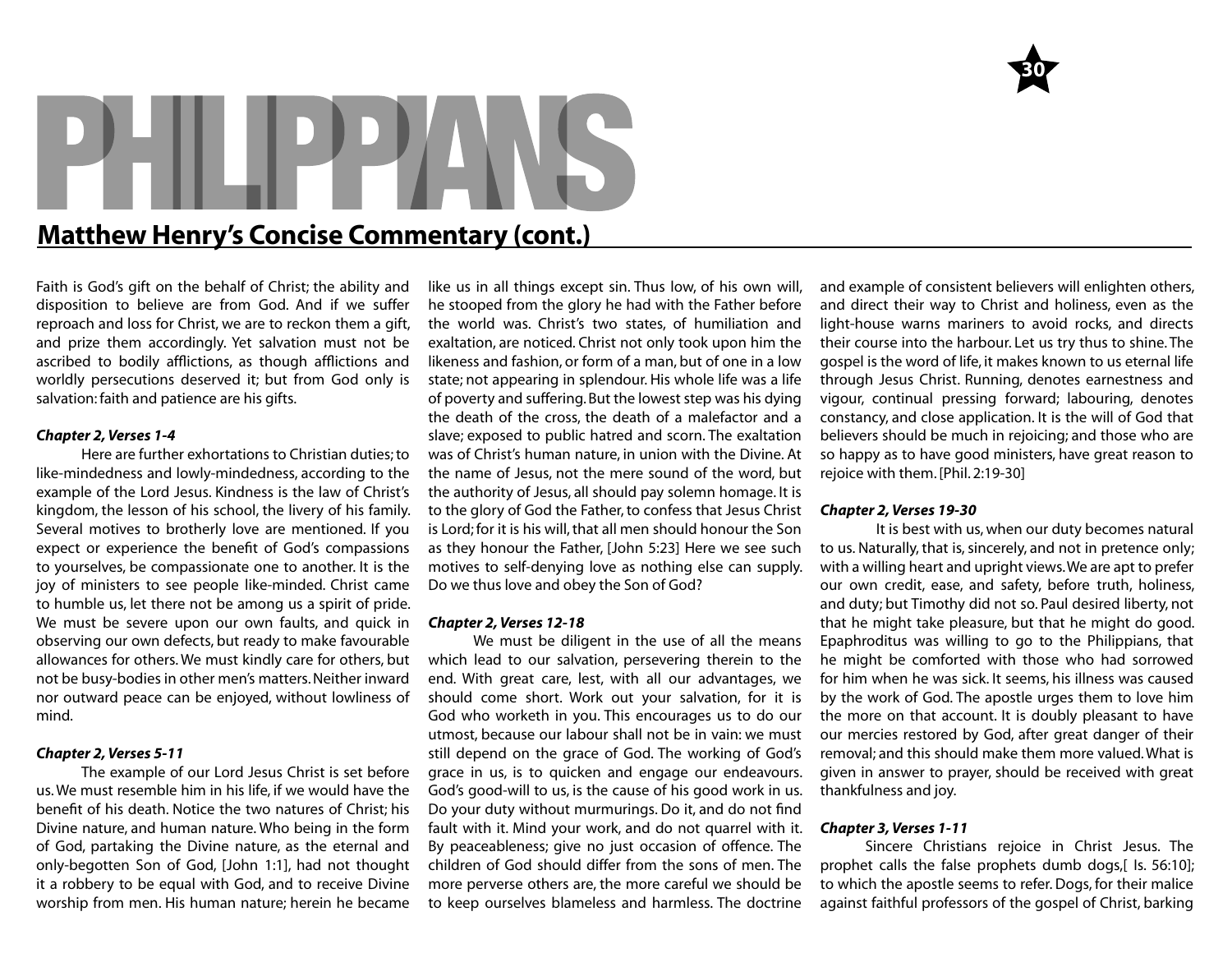# PHILIPPIANS

## Matthew Henry's Concise Commentary (cont.)

Faith is God's gift on the behalf of Christ; the ability and disposition to believe are from God. And if we suffer reproach and loss for Christ, we are to reckon them a gift, and prize them accordingly. Yet salvation must not be ascribed to bodily afflictions, as though afflictions and worldly persecutions deserved it; but from God only is salvation: faith and patience are his gifts.

***Chapter 2, Verses 1-4***

Here are further exhortations to Christian duties; to like-mindedness and lowly-mindedness, according to the example of the Lord Jesus. Kindness is the law of Christ's kingdom, the lesson of his school, the livery of his family. Several motives to brotherly love are mentioned. If you expect or experience the benefit of God's compassions to yourselves, be compassionate one to another. It is the joy of ministers to see people like-minded. Christ came to humble us, let there not be among us a spirit of pride. We must be severe upon our own faults, and quick in observing our own defects, but ready to make favourable allowances for others. We must kindly care for others, but not be busy-bodies in other men's matters. Neither inward nor outward peace can be enjoyed, without lowliness of mind.

***Chapter 2, Verses 5-11***

The example of our Lord Jesus Christ is set before us. We must resemble him in his life, if we would have the benefit of his death. Notice the two natures of Christ; his Divine nature, and human nature. Who being in the form of God, partaking the Divine nature, as the eternal and only-begotten Son of God, [John 1:1], had not thought it a robbery to be equal with God, and to receive Divine worship from men. His human nature; herein he became like us in all things except sin. Thus low, of his own will, he stooped from the glory he had with the Father before the world was. Christ's two states, of humiliation and exaltation, are noticed. Christ not only took upon him the likeness and fashion, or form of a man, but of one in a low state; not appearing in splendour. His whole life was a life of poverty and suffering. But the lowest step was his dying the death of the cross, the death of a malefactor and a slave; exposed to public hatred and scorn. The exaltation was of Christ's human nature, in union with the Divine. At the name of Jesus, not the mere sound of the word, but the authority of Jesus, all should pay solemn homage. It is to the glory of God the Father, to confess that Jesus Christ is Lord; for it is his will, that all men should honour the Son as they honour the Father, [John 5:23] Here we see such motives to self-denying love as nothing else can supply. Do we thus love and obey the Son of God?

***Chapter 2, Verses 12-18***

We must be diligent in the use of all the means which lead to our salvation, persevering therein to the end. With great care, lest, with all our advantages, we should come short. Work out your salvation, for it is God who worketh in you. This encourages us to do our utmost, because our labour shall not be in vain: we must still depend on the grace of God. The working of God's grace in us, is to quicken and engage our endeavours. God's good-will to us, is the cause of his good work in us. Do your duty without murmurings. Do it, and do not find fault with it. Mind your work, and do not quarrel with it. By peaceableness; give no just occasion of offence. The children of God should differ from the sons of men. The more perverse others are, the more careful we should be to keep ourselves blameless and harmless. The doctrine and example of consistent believers will enlighten others, and direct their way to Christ and holiness, even as the light-house warns mariners to avoid rocks, and directs their course into the harbour. Let us try thus to shine. The gospel is the word of life, it makes known to us eternal life through Jesus Christ. Running, denotes earnestness and vigour, continual pressing forward; labouring, denotes constancy, and close application. It is the will of God that believers should be much in rejoicing; and those who are so happy as to have good ministers, have great reason to rejoice with them. [Phil. 2:19-30]

***Chapter 2, Verses 19-30***

It is best with us, when our duty becomes natural to us. Naturally, that is, sincerely, and not in pretence only; with a willing heart and upright views. We are apt to prefer our own credit, ease, and safety, before truth, holiness, and duty; but Timothy did not so. Paul desired liberty, not that he might take pleasure, but that he might do good. Epaphroditus was willing to go to the Philippians, that he might be comforted with those who had sorrowed for him when he was sick. It seems, his illness was caused by the work of God. The apostle urges them to love him the more on that account. It is doubly pleasant to have our mercies restored by God, after great danger of their removal; and this should make them more valued. What is given in answer to prayer, should be received with great thankfulness and joy.

***Chapter 3, Verses 1-11***

Sincere Christians rejoice in Christ Jesus. The prophet calls the false prophets dumb dogs,[ Is. 56:10]; to which the apostle seems to refer. Dogs, for their malice against faithful professors of the gospel of Christ, barking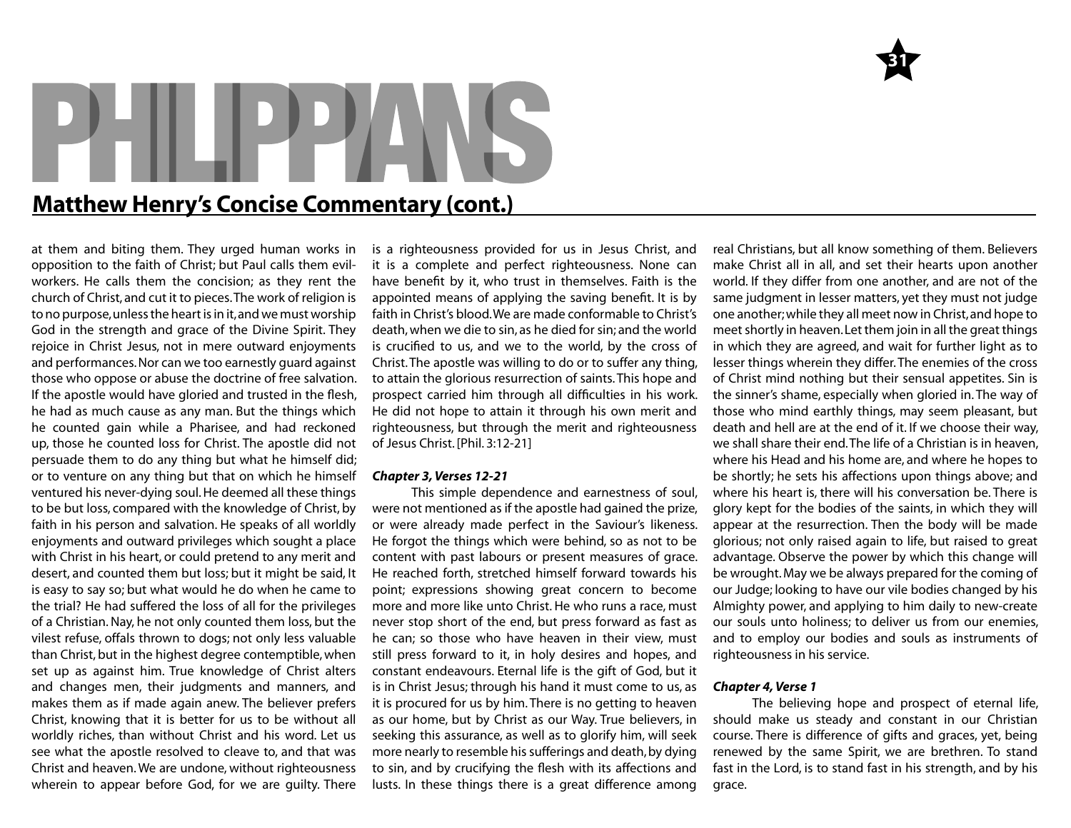# PHILIPPIANS

## Matthew Henry's Concise Commentary (cont.)

at them and biting them. They urged human works in opposition to the faith of Christ; but Paul calls them evil-workers. He calls them the concision; as they rent the church of Christ, and cut it to pieces. The work of religion is to no purpose, unless the heart is in it, and we must worship God in the strength and grace of the Divine Spirit. They rejoice in Christ Jesus, not in mere outward enjoyments and performances. Nor can we too earnestly guard against those who oppose or abuse the doctrine of free salvation. If the apostle would have gloried and trusted in the flesh, he had as much cause as any man. But the things which he counted gain while a Pharisee, and had reckoned up, those he counted loss for Christ. The apostle did not persuade them to do any thing but what he himself did; or to venture on any thing but that on which he himself ventured his never-dying soul. He deemed all these things to be but loss, compared with the knowledge of Christ, by faith in his person and salvation. He speaks of all worldly enjoyments and outward privileges which sought a place with Christ in his heart, or could pretend to any merit and desert, and counted them but loss; but it might be said, It is easy to say so; but what would he do when he came to the trial? He had suffered the loss of all for the privileges of a Christian. Nay, he not only counted them loss, but the vilest refuse, offals thrown to dogs; not only less valuable than Christ, but in the highest degree contemptible, when set up as against him. True knowledge of Christ alters and changes men, their judgments and manners, and makes them as if made again anew. The believer prefers Christ, knowing that it is better for us to be without all worldly riches, than without Christ and his word. Let us see what the apostle resolved to cleave to, and that was Christ and heaven. We are undone, without righteousness wherein to appear before God, for we are guilty. There is a righteousness provided for us in Jesus Christ, and it is a complete and perfect righteousness. None can have benefit by it, who trust in themselves. Faith is the appointed means of applying the saving benefit. It is by faith in Christ's blood. We are made conformable to Christ's death, when we die to sin, as he died for sin; and the world is crucified to us, and we to the world, by the cross of Christ. The apostle was willing to do or to suffer any thing, to attain the glorious resurrection of saints. This hope and prospect carried him through all difficulties in his work. He did not hope to attain it through his own merit and righteousness, but through the merit and righteousness of Jesus Christ. [Phil. 3:12-21]

***Chapter 3, Verses 12-21***

This simple dependence and earnestness of soul, were not mentioned as if the apostle had gained the prize, or were already made perfect in the Saviour's likeness. He forgot the things which were behind, so as not to be content with past labours or present measures of grace. He reached forth, stretched himself forward towards his point; expressions showing great concern to become more and more like unto Christ. He who runs a race, must never stop short of the end, but press forward as fast as he can; so those who have heaven in their view, must still press forward to it, in holy desires and hopes, and constant endeavours. Eternal life is the gift of God, but it is in Christ Jesus; through his hand it must come to us, as it is procured for us by him. There is no getting to heaven as our home, but by Christ as our Way. True believers, in seeking this assurance, as well as to glorify him, will seek more nearly to resemble his sufferings and death, by dying to sin, and by crucifying the flesh with its affections and lusts. In these things there is a great difference among real Christians, but all know something of them. Believers make Christ all in all, and set their hearts upon another world. If they differ from one another, and are not of the same judgment in lesser matters, yet they must not judge one another; while they all meet now in Christ, and hope to meet shortly in heaven. Let them join in all the great things in which they are agreed, and wait for further light as to lesser things wherein they differ. The enemies of the cross of Christ mind nothing but their sensual appetites. Sin is the sinner's shame, especially when gloried in. The way of those who mind earthly things, may seem pleasant, but death and hell are at the end of it. If we choose their way, we shall share their end. The life of a Christian is in heaven, where his Head and his home are, and where he hopes to be shortly; he sets his affections upon things above; and where his heart is, there will his conversation be. There is glory kept for the bodies of the saints, in which they will appear at the resurrection. Then the body will be made glorious; not only raised again to life, but raised to great advantage. Observe the power by which this change will be wrought. May we be always prepared for the coming of our Judge; looking to have our vile bodies changed by his Almighty power, and applying to him daily to new-create our souls unto holiness; to deliver us from our enemies, and to employ our bodies and souls as instruments of righteousness in his service.

***Chapter 4, Verse 1***

The believing hope and prospect of eternal life, should make us steady and constant in our Christian course. There is difference of gifts and graces, yet, being renewed by the same Spirit, we are brethren. To stand fast in the Lord, is to stand fast in his strength, and by his grace.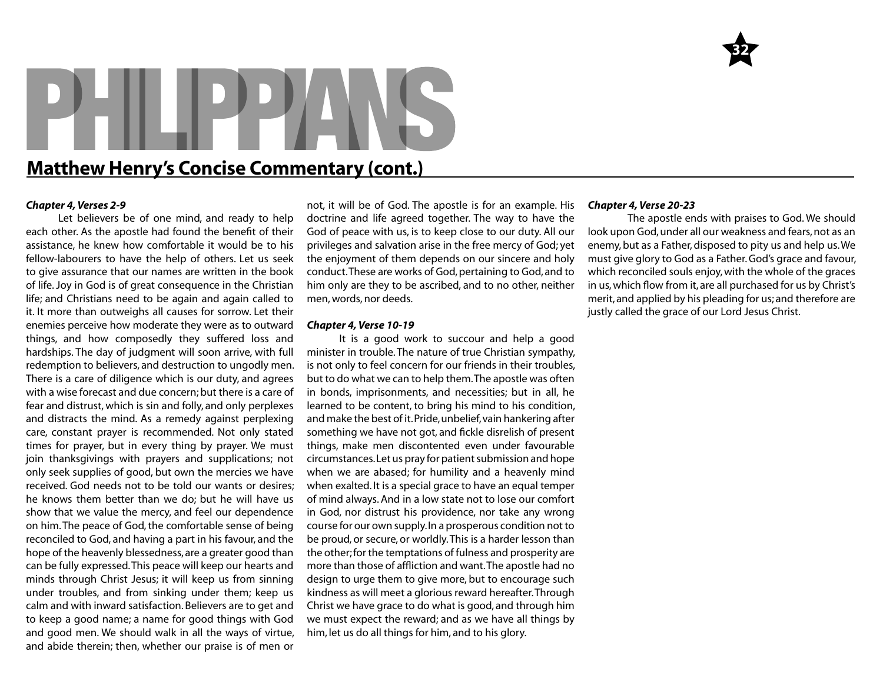# PHILIPPIANS

## Matthew Henry's Concise Commentary (cont.)

***Chapter 4, Verses 2-9***

Let believers be of one mind, and ready to help each other. As the apostle had found the benefit of their assistance, he knew how comfortable it would be to his fellow-labourers to have the help of others. Let us seek to give assurance that our names are written in the book of life. Joy in God is of great consequence in the Christian life; and Christians need to be again and again called to it. It more than outweighs all causes for sorrow. Let their enemies perceive how moderate they were as to outward things, and how composedly they suffered loss and hardships. The day of judgment will soon arrive, with full redemption to believers, and destruction to ungodly men. There is a care of diligence which is our duty, and agrees with a wise forecast and due concern; but there is a care of fear and distrust, which is sin and folly, and only perplexes and distracts the mind. As a remedy against perplexing care, constant prayer is recommended. Not only stated times for prayer, but in every thing by prayer. We must join thanksgivings with prayers and supplications; not only seek supplies of good, but own the mercies we have received. God needs not to be told our wants or desires; he knows them better than we do; but he will have us show that we value the mercy, and feel our dependence on him. The peace of God, the comfortable sense of being reconciled to God, and having a part in his favour, and the hope of the heavenly blessedness, are a greater good than can be fully expressed. This peace will keep our hearts and minds through Christ Jesus; it will keep us from sinning under troubles, and from sinking under them; keep us calm and with inward satisfaction. Believers are to get and to keep a good name; a name for good things with God and good men. We should walk in all the ways of virtue, and abide therein; then, whether our praise is of men or not, it will be of God. The apostle is for an example. His doctrine and life agreed together. The way to have the God of peace with us, is to keep close to our duty. All our privileges and salvation arise in the free mercy of God; yet the enjoyment of them depends on our sincere and holy conduct. These are works of God, pertaining to God, and to him only are they to be ascribed, and to no other, neither men, words, nor deeds.

***Chapter 4, Verse 10-19***

It is a good work to succour and help a good minister in trouble. The nature of true Christian sympathy, is not only to feel concern for our friends in their troubles, but to do what we can to help them. The apostle was often in bonds, imprisonments, and necessities; but in all, he learned to be content, to bring his mind to his condition, and make the best of it. Pride, unbelief, vain hankering after something we have not got, and fickle disrelish of present things, make men discontented even under favourable circumstances. Let us pray for patient submission and hope when we are abased; for humility and a heavenly mind when exalted. It is a special grace to have an equal temper of mind always. And in a low state not to lose our comfort in God, nor distrust his providence, nor take any wrong course for our own supply. In a prosperous condition not to be proud, or secure, or worldly. This is a harder lesson than the other; for the temptations of fulness and prosperity are more than those of affliction and want. The apostle had no design to urge them to give more, but to encourage such kindness as will meet a glorious reward hereafter. Through Christ we have grace to do what is good, and through him we must expect the reward; and as we have all things by him, let us do all things for him, and to his glory.

***Chapter 4, Verse 20-23***

The apostle ends with praises to God. We should look upon God, under all our weakness and fears, not as an enemy, but as a Father, disposed to pity us and help us. We must give glory to God as a Father. God's grace and favour, which reconciled souls enjoy, with the whole of the graces in us, which flow from it, are all purchased for us by Christ's merit, and applied by his pleading for us; and therefore are justly called the grace of our Lord Jesus Christ.